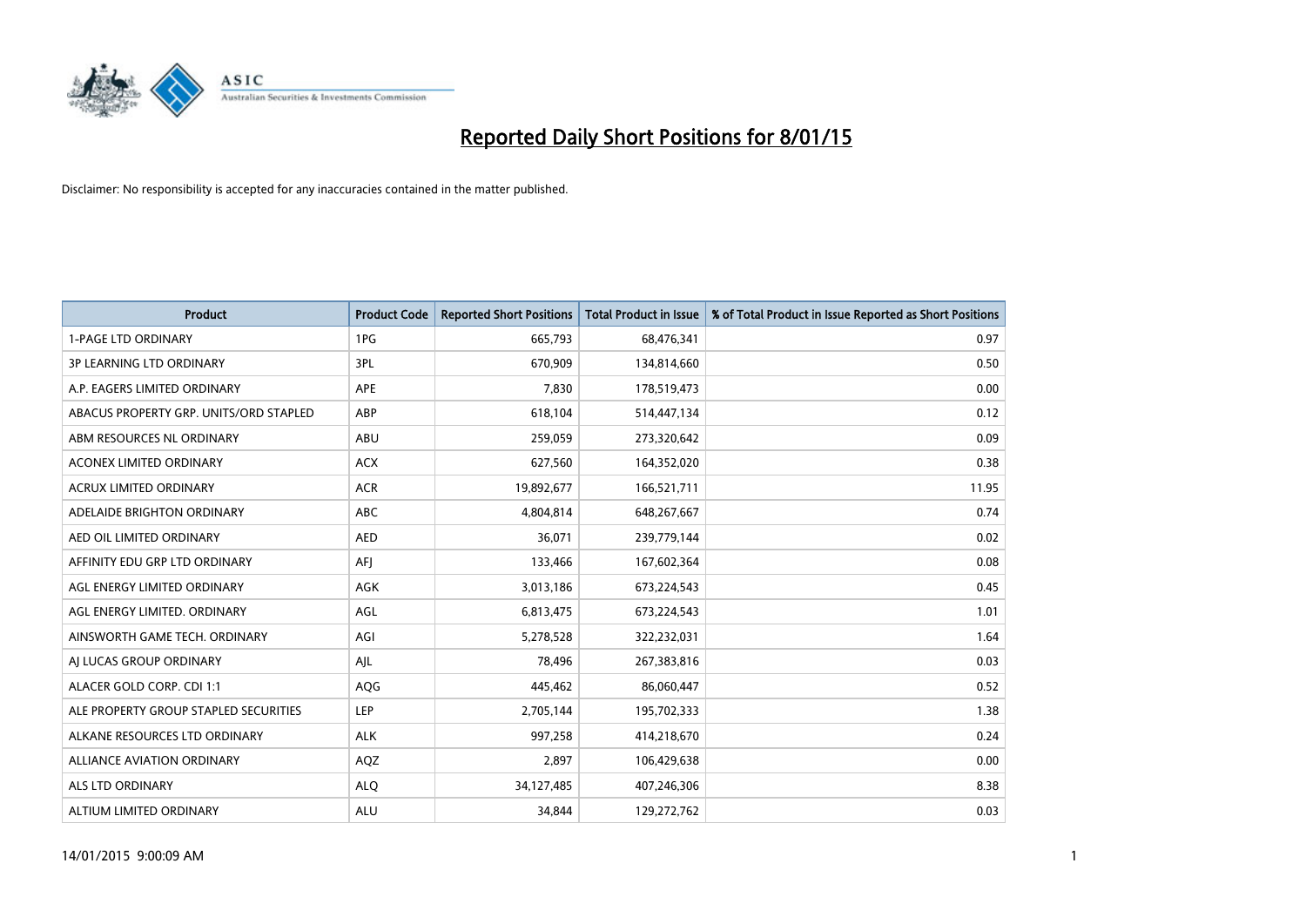# Reported Daily Short Positions for 8/01/15

Disclaimer: No responsibility is accepted for any inaccuracies contained in the matter published.

| Product | Product Code | Reported Short Positions | Total Product in Issue | % of Total Product in Issue Reported as Short Positions |
|---|---|---|---|---|
| 1-PAGE LTD ORDINARY | 1PG | 665,793 | 68,476,341 | 0.97 |
| 3P LEARNING LTD ORDINARY | 3PL | 670,909 | 134,814,660 | 0.50 |
| A.P. EAGERS LIMITED ORDINARY | APE | 7,830 | 178,519,473 | 0.00 |
| ABACUS PROPERTY GRP. UNITS/ORD STAPLED | ABP | 618,104 | 514,447,134 | 0.12 |
| ABM RESOURCES NL ORDINARY | ABU | 259,059 | 273,320,642 | 0.09 |
| ACONEX LIMITED ORDINARY | ACX | 627,560 | 164,352,020 | 0.38 |
| ACRUX LIMITED ORDINARY | ACR | 19,892,677 | 166,521,711 | 11.95 |
| ADELAIDE BRIGHTON ORDINARY | ABC | 4,804,814 | 648,267,667 | 0.74 |
| AED OIL LIMITED ORDINARY | AED | 36,071 | 239,779,144 | 0.02 |
| AFFINITY EDU GRP LTD ORDINARY | AFJ | 133,466 | 167,602,364 | 0.08 |
| AGL ENERGY LIMITED ORDINARY | AGK | 3,013,186 | 673,224,543 | 0.45 |
| AGL ENERGY LIMITED. ORDINARY | AGL | 6,813,475 | 673,224,543 | 1.01 |
| AINSWORTH GAME TECH. ORDINARY | AGI | 5,278,528 | 322,232,031 | 1.64 |
| AJ LUCAS GROUP ORDINARY | AJL | 78,496 | 267,383,816 | 0.03 |
| ALACER GOLD CORP. CDI 1:1 | AQG | 445,462 | 86,060,447 | 0.52 |
| ALE PROPERTY GROUP STAPLED SECURITIES | LEP | 2,705,144 | 195,702,333 | 1.38 |
| ALKANE RESOURCES LTD ORDINARY | ALK | 997,258 | 414,218,670 | 0.24 |
| ALLIANCE AVIATION ORDINARY | AQZ | 2,897 | 106,429,638 | 0.00 |
| ALS LTD ORDINARY | ALQ | 34,127,485 | 407,246,306 | 8.38 |
| ALTIUM LIMITED ORDINARY | ALU | 34,844 | 129,272,762 | 0.03 |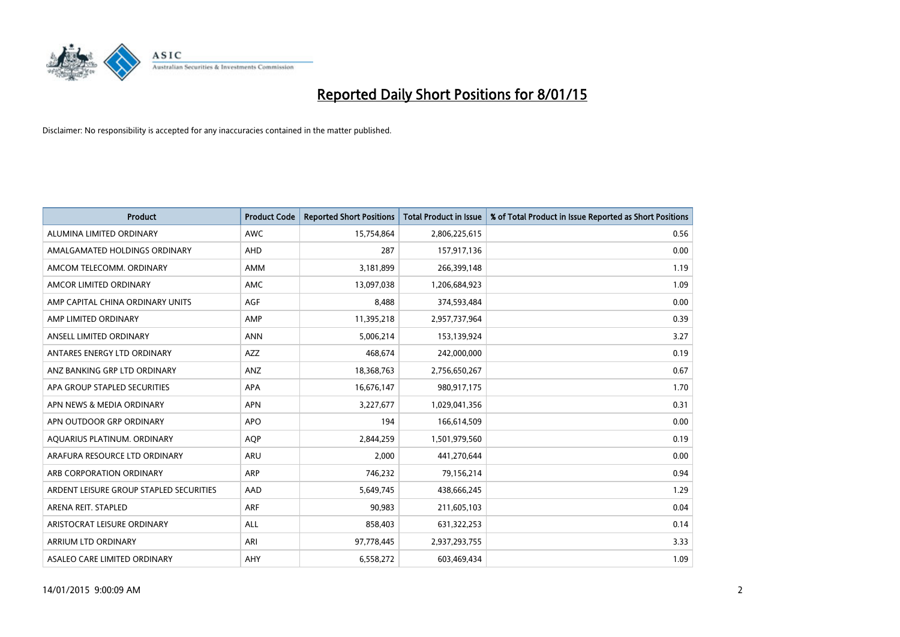# Reported Daily Short Positions for 8/01/15

Disclaimer: No responsibility is accepted for any inaccuracies contained in the matter published.

| Product | Product Code | Reported Short Positions | Total Product in Issue | % of Total Product in Issue Reported as Short Positions |
|---|---|---|---|---|
| ALUMINA LIMITED ORDINARY | AWC | 15,754,864 | 2,806,225,615 | 0.56 |
| AMALGAMATED HOLDINGS ORDINARY | AHD | 287 | 157,917,136 | 0.00 |
| AMCOM TELECOMM. ORDINARY | AMM | 3,181,899 | 266,399,148 | 1.19 |
| AMCOR LIMITED ORDINARY | AMC | 13,097,038 | 1,206,684,923 | 1.09 |
| AMP CAPITAL CHINA ORDINARY UNITS | AGF | 8,488 | 374,593,484 | 0.00 |
| AMP LIMITED ORDINARY | AMP | 11,395,218 | 2,957,737,964 | 0.39 |
| ANSELL LIMITED ORDINARY | ANN | 5,006,214 | 153,139,924 | 3.27 |
| ANTARES ENERGY LTD ORDINARY | AZZ | 468,674 | 242,000,000 | 0.19 |
| ANZ BANKING GRP LTD ORDINARY | ANZ | 18,368,763 | 2,756,650,267 | 0.67 |
| APA GROUP STAPLED SECURITIES | APA | 16,676,147 | 980,917,175 | 1.70 |
| APN NEWS & MEDIA ORDINARY | APN | 3,227,677 | 1,029,041,356 | 0.31 |
| APN OUTDOOR GRP ORDINARY | APO | 194 | 166,614,509 | 0.00 |
| AQUARIUS PLATINUM. ORDINARY | AQP | 2,844,259 | 1,501,979,560 | 0.19 |
| ARAFURA RESOURCE LTD ORDINARY | ARU | 2,000 | 441,270,644 | 0.00 |
| ARB CORPORATION ORDINARY | ARP | 746,232 | 79,156,214 | 0.94 |
| ARDENT LEISURE GROUP STAPLED SECURITIES | AAD | 5,649,745 | 438,666,245 | 1.29 |
| ARENA REIT. STAPLED | ARF | 90,983 | 211,605,103 | 0.04 |
| ARISTOCRAT LEISURE ORDINARY | ALL | 858,403 | 631,322,253 | 0.14 |
| ARRIUM LTD ORDINARY | ARI | 97,778,445 | 2,937,293,755 | 3.33 |
| ASALEO CARE LIMITED ORDINARY | AHY | 6,558,272 | 603,469,434 | 1.09 |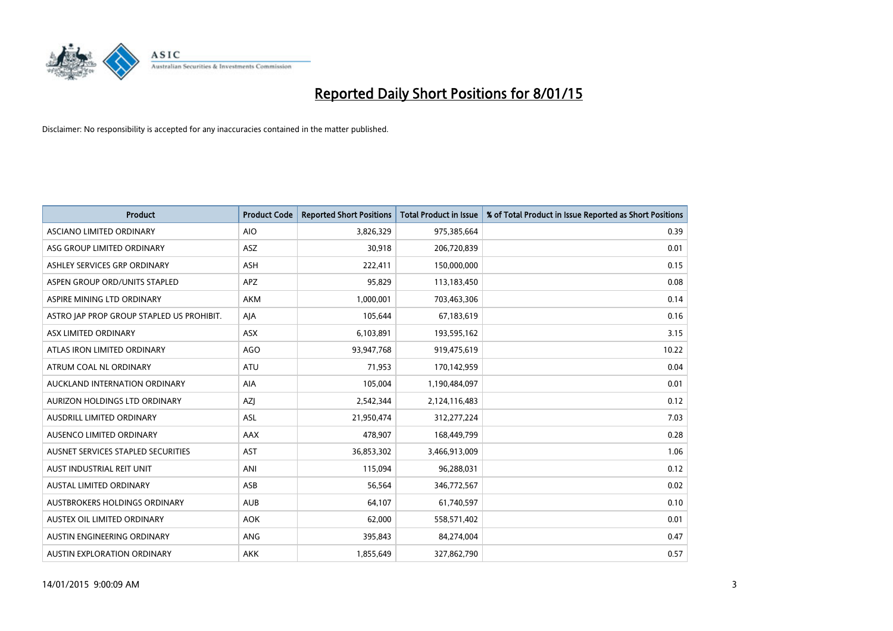# Reported Daily Short Positions for 8/01/15

Disclaimer: No responsibility is accepted for any inaccuracies contained in the matter published.

| Product | Product Code | Reported Short Positions | Total Product in Issue | % of Total Product in Issue Reported as Short Positions |
|---|---|---|---|---|
| ASCIANO LIMITED ORDINARY | AIO | 3,826,329 | 975,385,664 | 0.39 |
| ASG GROUP LIMITED ORDINARY | ASZ | 30,918 | 206,720,839 | 0.01 |
| ASHLEY SERVICES GRP ORDINARY | ASH | 222,411 | 150,000,000 | 0.15 |
| ASPEN GROUP ORD/UNITS STAPLED | APZ | 95,829 | 113,183,450 | 0.08 |
| ASPIRE MINING LTD ORDINARY | AKM | 1,000,001 | 703,463,306 | 0.14 |
| ASTRO JAP PROP GROUP STAPLED US PROHIBIT. | AJA | 105,644 | 67,183,619 | 0.16 |
| ASX LIMITED ORDINARY | ASX | 6,103,891 | 193,595,162 | 3.15 |
| ATLAS IRON LIMITED ORDINARY | AGO | 93,947,768 | 919,475,619 | 10.22 |
| ATRUM COAL NL ORDINARY | ATU | 71,953 | 170,142,959 | 0.04 |
| AUCKLAND INTERNATION ORDINARY | AIA | 105,004 | 1,190,484,097 | 0.01 |
| AURIZON HOLDINGS LTD ORDINARY | AZJ | 2,542,344 | 2,124,116,483 | 0.12 |
| AUSDRILL LIMITED ORDINARY | ASL | 21,950,474 | 312,277,224 | 7.03 |
| AUSENCO LIMITED ORDINARY | AAX | 478,907 | 168,449,799 | 0.28 |
| AUSNET SERVICES STAPLED SECURITIES | AST | 36,853,302 | 3,466,913,009 | 1.06 |
| AUST INDUSTRIAL REIT UNIT | ANI | 115,094 | 96,288,031 | 0.12 |
| AUSTAL LIMITED ORDINARY | ASB | 56,564 | 346,772,567 | 0.02 |
| AUSTBROKERS HOLDINGS ORDINARY | AUB | 64,107 | 61,740,597 | 0.10 |
| AUSTEX OIL LIMITED ORDINARY | AOK | 62,000 | 558,571,402 | 0.01 |
| AUSTIN ENGINEERING ORDINARY | ANG | 395,843 | 84,274,004 | 0.47 |
| AUSTIN EXPLORATION ORDINARY | AKK | 1,855,649 | 327,862,790 | 0.57 |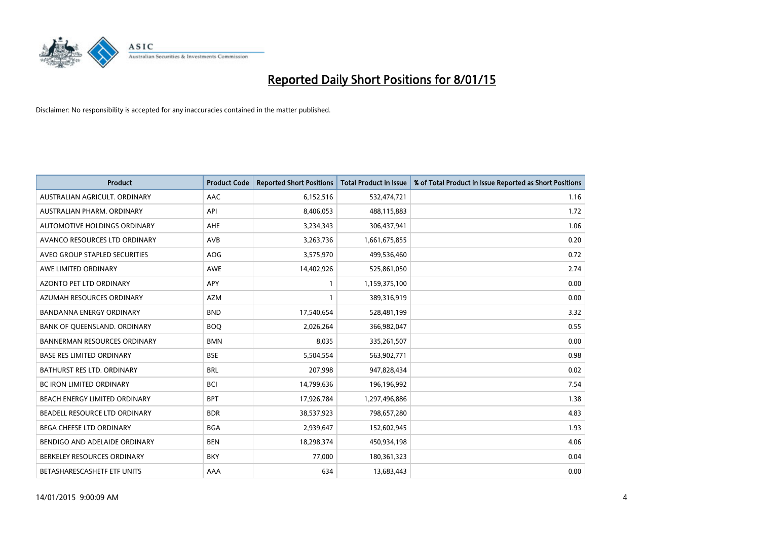# Reported Daily Short Positions for 8/01/15

Disclaimer: No responsibility is accepted for any inaccuracies contained in the matter published.

| Product | Product Code | Reported Short Positions | Total Product in Issue | % of Total Product in Issue Reported as Short Positions |
|---|---|---|---|---|
| AUSTRALIAN AGRICULT. ORDINARY | AAC | 6,152,516 | 532,474,721 | 1.16 |
| AUSTRALIAN PHARM. ORDINARY | API | 8,406,053 | 488,115,883 | 1.72 |
| AUTOMOTIVE HOLDINGS ORDINARY | AHE | 3,234,343 | 306,437,941 | 1.06 |
| AVANCO RESOURCES LTD ORDINARY | AVB | 3,263,736 | 1,661,675,855 | 0.20 |
| AVEO GROUP STAPLED SECURITIES | AOG | 3,575,970 | 499,536,460 | 0.72 |
| AWE LIMITED ORDINARY | AWE | 14,402,926 | 525,861,050 | 2.74 |
| AZONTO PET LTD ORDINARY | APY | 1 | 1,159,375,100 | 0.00 |
| AZUMAH RESOURCES ORDINARY | AZM | 1 | 389,316,919 | 0.00 |
| BANDANNA ENERGY ORDINARY | BND | 17,540,654 | 528,481,199 | 3.32 |
| BANK OF QUEENSLAND. ORDINARY | BOQ | 2,026,264 | 366,982,047 | 0.55 |
| BANNERMAN RESOURCES ORDINARY | BMN | 8,035 | 335,261,507 | 0.00 |
| BASE RES LIMITED ORDINARY | BSE | 5,504,554 | 563,902,771 | 0.98 |
| BATHURST RES LTD. ORDINARY | BRL | 207,998 | 947,828,434 | 0.02 |
| BC IRON LIMITED ORDINARY | BCI | 14,799,636 | 196,196,992 | 7.54 |
| BEACH ENERGY LIMITED ORDINARY | BPT | 17,926,784 | 1,297,496,886 | 1.38 |
| BEADELL RESOURCE LTD ORDINARY | BDR | 38,537,923 | 798,657,280 | 4.83 |
| BEGA CHEESE LTD ORDINARY | BGA | 2,939,647 | 152,602,945 | 1.93 |
| BENDIGO AND ADELAIDE ORDINARY | BEN | 18,298,374 | 450,934,198 | 4.06 |
| BERKELEY RESOURCES ORDINARY | BKY | 77,000 | 180,361,323 | 0.04 |
| BETASHARESCASHETF ETF UNITS | AAA | 634 | 13,683,443 | 0.00 |

14/01/2015 9:00:09 AM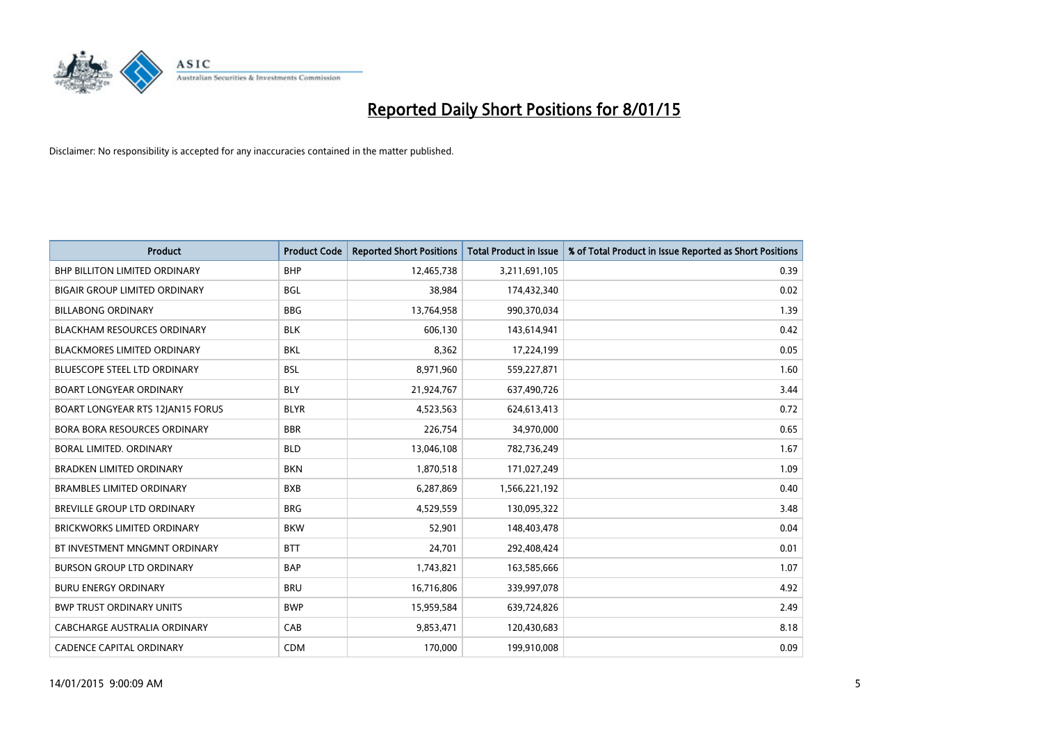# Reported Daily Short Positions for 8/01/15

Disclaimer: No responsibility is accepted for any inaccuracies contained in the matter published.

| Product | Product Code | Reported Short Positions | Total Product in Issue | % of Total Product in Issue Reported as Short Positions |
|---|---|---|---|---|
| BHP BILLITON LIMITED ORDINARY | BHP | 12,465,738 | 3,211,691,105 | 0.39 |
| BIGAIR GROUP LIMITED ORDINARY | BGL | 38,984 | 174,432,340 | 0.02 |
| BILLABONG ORDINARY | BBG | 13,764,958 | 990,370,034 | 1.39 |
| BLACKHAM RESOURCES ORDINARY | BLK | 606,130 | 143,614,941 | 0.42 |
| BLACKMORES LIMITED ORDINARY | BKL | 8,362 | 17,224,199 | 0.05 |
| BLUESCOPE STEEL LTD ORDINARY | BSL | 8,971,960 | 559,227,871 | 1.60 |
| BOART LONGYEAR ORDINARY | BLY | 21,924,767 | 637,490,726 | 3.44 |
| BOART LONGYEAR RTS 12JAN15 FORUS | BLYR | 4,523,563 | 624,613,413 | 0.72 |
| BORA BORA RESOURCES ORDINARY | BBR | 226,754 | 34,970,000 | 0.65 |
| BORAL LIMITED. ORDINARY | BLD | 13,046,108 | 782,736,249 | 1.67 |
| BRADKEN LIMITED ORDINARY | BKN | 1,870,518 | 171,027,249 | 1.09 |
| BRAMBLES LIMITED ORDINARY | BXB | 6,287,869 | 1,566,221,192 | 0.40 |
| BREVILLE GROUP LTD ORDINARY | BRG | 4,529,559 | 130,095,322 | 3.48 |
| BRICKWORKS LIMITED ORDINARY | BKW | 52,901 | 148,403,478 | 0.04 |
| BT INVESTMENT MNGMNT ORDINARY | BTT | 24,701 | 292,408,424 | 0.01 |
| BURSON GROUP LTD ORDINARY | BAP | 1,743,821 | 163,585,666 | 1.07 |
| BURU ENERGY ORDINARY | BRU | 16,716,806 | 339,997,078 | 4.92 |
| BWP TRUST ORDINARY UNITS | BWP | 15,959,584 | 639,724,826 | 2.49 |
| CABCHARGE AUSTRALIA ORDINARY | CAB | 9,853,471 | 120,430,683 | 8.18 |
| CADENCE CAPITAL ORDINARY | CDM | 170,000 | 199,910,008 | 0.09 |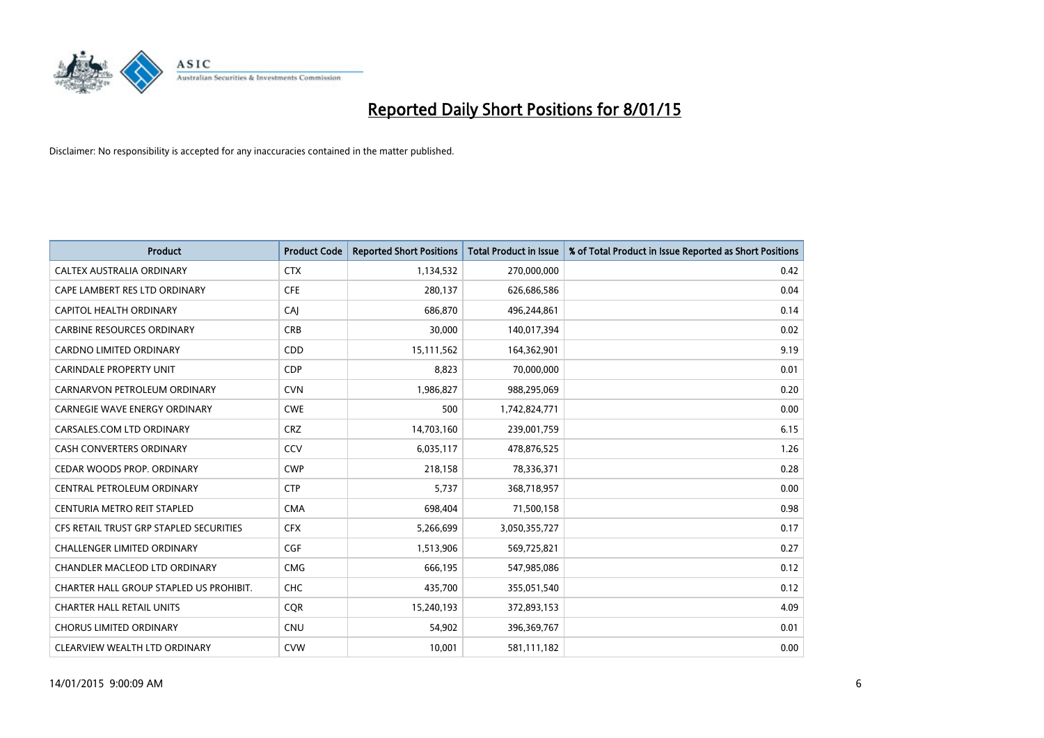# Reported Daily Short Positions for 8/01/15

Disclaimer: No responsibility is accepted for any inaccuracies contained in the matter published.

| Product | Product Code | Reported Short Positions | Total Product in Issue | % of Total Product in Issue Reported as Short Positions |
|---|---|---|---|---|
| CALTEX AUSTRALIA ORDINARY | CTX | 1,134,532 | 270,000,000 | 0.42 |
| CAPE LAMBERT RES LTD ORDINARY | CFE | 280,137 | 626,686,586 | 0.04 |
| CAPITOL HEALTH ORDINARY | CAJ | 686,870 | 496,244,861 | 0.14 |
| CARBINE RESOURCES ORDINARY | CRB | 30,000 | 140,017,394 | 0.02 |
| CARDNO LIMITED ORDINARY | CDD | 15,111,562 | 164,362,901 | 9.19 |
| CARINDALE PROPERTY UNIT | CDP | 8,823 | 70,000,000 | 0.01 |
| CARNARVON PETROLEUM ORDINARY | CVN | 1,986,827 | 988,295,069 | 0.20 |
| CARNEGIE WAVE ENERGY ORDINARY | CWE | 500 | 1,742,824,771 | 0.00 |
| CARSALES.COM LTD ORDINARY | CRZ | 14,703,160 | 239,001,759 | 6.15 |
| CASH CONVERTERS ORDINARY | CCV | 6,035,117 | 478,876,525 | 1.26 |
| CEDAR WOODS PROP. ORDINARY | CWP | 218,158 | 78,336,371 | 0.28 |
| CENTRAL PETROLEUM ORDINARY | CTP | 5,737 | 368,718,957 | 0.00 |
| CENTURIA METRO REIT STAPLED | CMA | 698,404 | 71,500,158 | 0.98 |
| CFS RETAIL TRUST GRP STAPLED SECURITIES | CFX | 5,266,699 | 3,050,355,727 | 0.17 |
| CHALLENGER LIMITED ORDINARY | CGF | 1,513,906 | 569,725,821 | 0.27 |
| CHANDLER MACLEOD LTD ORDINARY | CMG | 666,195 | 547,985,086 | 0.12 |
| CHARTER HALL GROUP STAPLED US PROHIBIT. | CHC | 435,700 | 355,051,540 | 0.12 |
| CHARTER HALL RETAIL UNITS | CQR | 15,240,193 | 372,893,153 | 4.09 |
| CHORUS LIMITED ORDINARY | CNU | 54,902 | 396,369,767 | 0.01 |
| CLEARVIEW WEALTH LTD ORDINARY | CVW | 10,001 | 581,111,182 | 0.00 |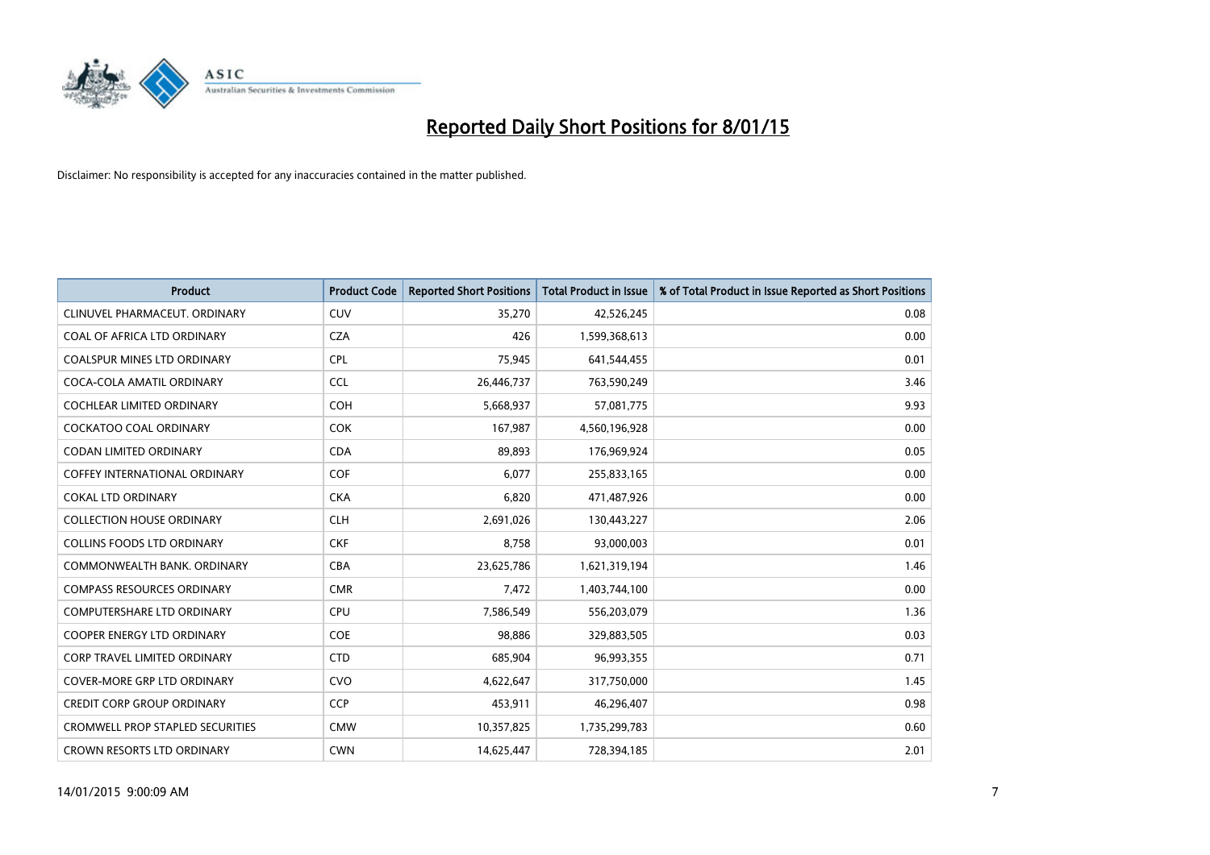# Reported Daily Short Positions for 8/01/15

Disclaimer: No responsibility is accepted for any inaccuracies contained in the matter published.

| Product | Product Code | Reported Short Positions | Total Product in Issue | % of Total Product in Issue Reported as Short Positions |
|---|---|---|---|---|
| CLINUVEL PHARMACEUT. ORDINARY | CUV | 35,270 | 42,526,245 | 0.08 |
| COAL OF AFRICA LTD ORDINARY | CZA | 426 | 1,599,368,613 | 0.00 |
| COALSPUR MINES LTD ORDINARY | CPL | 75,945 | 641,544,455 | 0.01 |
| COCA-COLA AMATIL ORDINARY | CCL | 26,446,737 | 763,590,249 | 3.46 |
| COCHLEAR LIMITED ORDINARY | COH | 5,668,937 | 57,081,775 | 9.93 |
| COCKATOO COAL ORDINARY | COK | 167,987 | 4,560,196,928 | 0.00 |
| CODAN LIMITED ORDINARY | CDA | 89,893 | 176,969,924 | 0.05 |
| COFFEY INTERNATIONAL ORDINARY | COF | 6,077 | 255,833,165 | 0.00 |
| COKAL LTD ORDINARY | CKA | 6,820 | 471,487,926 | 0.00 |
| COLLECTION HOUSE ORDINARY | CLH | 2,691,026 | 130,443,227 | 2.06 |
| COLLINS FOODS LTD ORDINARY | CKF | 8,758 | 93,000,003 | 0.01 |
| COMMONWEALTH BANK. ORDINARY | CBA | 23,625,786 | 1,621,319,194 | 1.46 |
| COMPASS RESOURCES ORDINARY | CMR | 7,472 | 1,403,744,100 | 0.00 |
| COMPUTERSHARE LTD ORDINARY | CPU | 7,586,549 | 556,203,079 | 1.36 |
| COOPER ENERGY LTD ORDINARY | COE | 98,886 | 329,883,505 | 0.03 |
| CORP TRAVEL LIMITED ORDINARY | CTD | 685,904 | 96,993,355 | 0.71 |
| COVER-MORE GRP LTD ORDINARY | CVO | 4,622,647 | 317,750,000 | 1.45 |
| CREDIT CORP GROUP ORDINARY | CCP | 453,911 | 46,296,407 | 0.98 |
| CROMWELL PROP STAPLED SECURITIES | CMW | 10,357,825 | 1,735,299,783 | 0.60 |
| CROWN RESORTS LTD ORDINARY | CWN | 14,625,447 | 728,394,185 | 2.01 |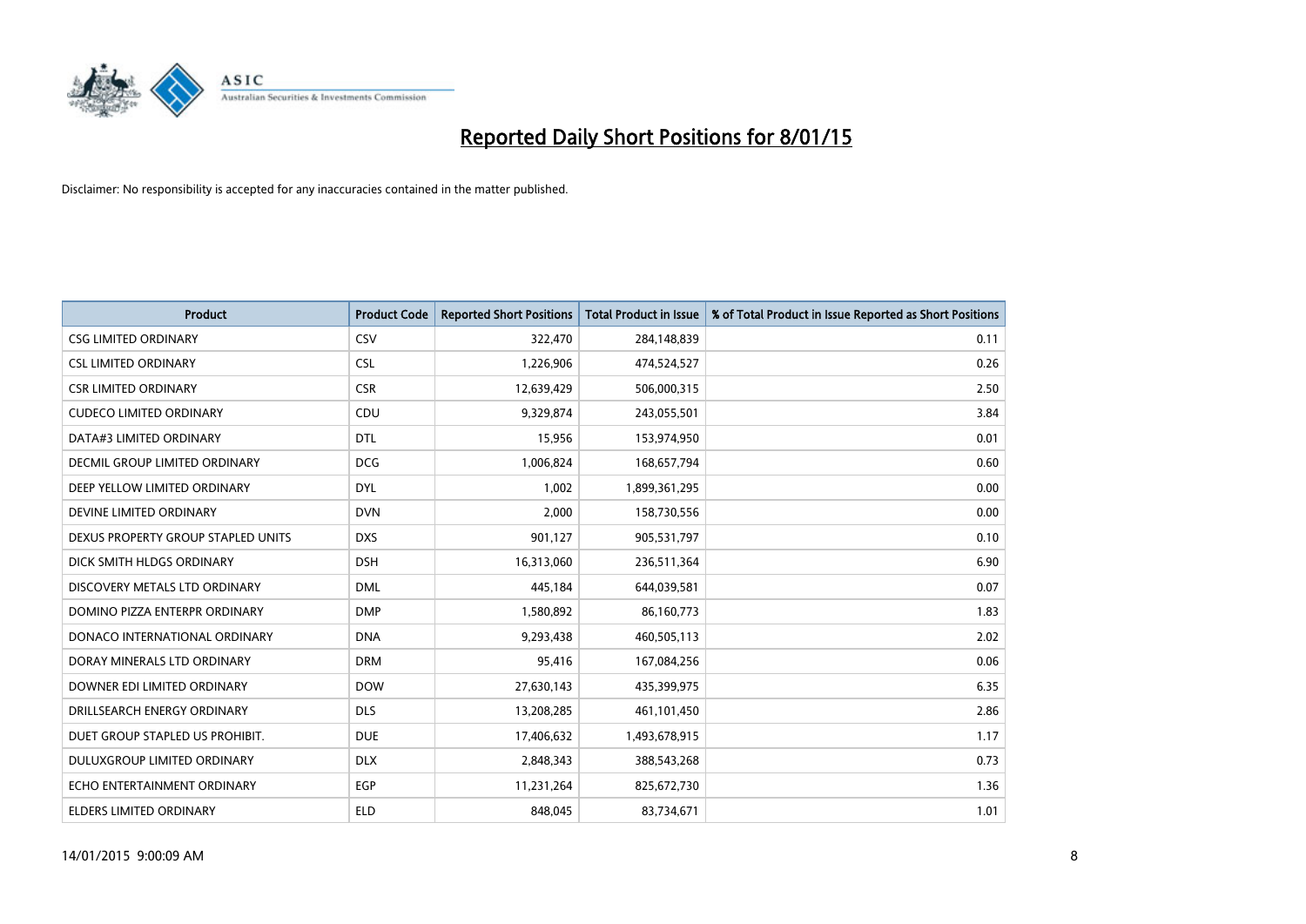# Reported Daily Short Positions for 8/01/15

Disclaimer: No responsibility is accepted for any inaccuracies contained in the matter published.

| Product | Product Code | Reported Short Positions | Total Product in Issue | % of Total Product in Issue Reported as Short Positions |
|---|---|---|---|---|
| CSG LIMITED ORDINARY | CSV | 322,470 | 284,148,839 | 0.11 |
| CSL LIMITED ORDINARY | CSL | 1,226,906 | 474,524,527 | 0.26 |
| CSR LIMITED ORDINARY | CSR | 12,639,429 | 506,000,315 | 2.50 |
| CUDECO LIMITED ORDINARY | CDU | 9,329,874 | 243,055,501 | 3.84 |
| DATA#3 LIMITED ORDINARY | DTL | 15,956 | 153,974,950 | 0.01 |
| DECMIL GROUP LIMITED ORDINARY | DCG | 1,006,824 | 168,657,794 | 0.60 |
| DEEP YELLOW LIMITED ORDINARY | DYL | 1,002 | 1,899,361,295 | 0.00 |
| DEVINE LIMITED ORDINARY | DVN | 2,000 | 158,730,556 | 0.00 |
| DEXUS PROPERTY GROUP STAPLED UNITS | DXS | 901,127 | 905,531,797 | 0.10 |
| DICK SMITH HLDGS ORDINARY | DSH | 16,313,060 | 236,511,364 | 6.90 |
| DISCOVERY METALS LTD ORDINARY | DML | 445,184 | 644,039,581 | 0.07 |
| DOMINO PIZZA ENTERPR ORDINARY | DMP | 1,580,892 | 86,160,773 | 1.83 |
| DONACO INTERNATIONAL ORDINARY | DNA | 9,293,438 | 460,505,113 | 2.02 |
| DORAY MINERALS LTD ORDINARY | DRM | 95,416 | 167,084,256 | 0.06 |
| DOWNER EDI LIMITED ORDINARY | DOW | 27,630,143 | 435,399,975 | 6.35 |
| DRILLSEARCH ENERGY ORDINARY | DLS | 13,208,285 | 461,101,450 | 2.86 |
| DUET GROUP STAPLED US PROHIBIT. | DUE | 17,406,632 | 1,493,678,915 | 1.17 |
| DULUXGROUP LIMITED ORDINARY | DLX | 2,848,343 | 388,543,268 | 0.73 |
| ECHO ENTERTAINMENT ORDINARY | EGP | 11,231,264 | 825,672,730 | 1.36 |
| ELDERS LIMITED ORDINARY | ELD | 848,045 | 83,734,671 | 1.01 |

14/01/2015 9:00:09 AM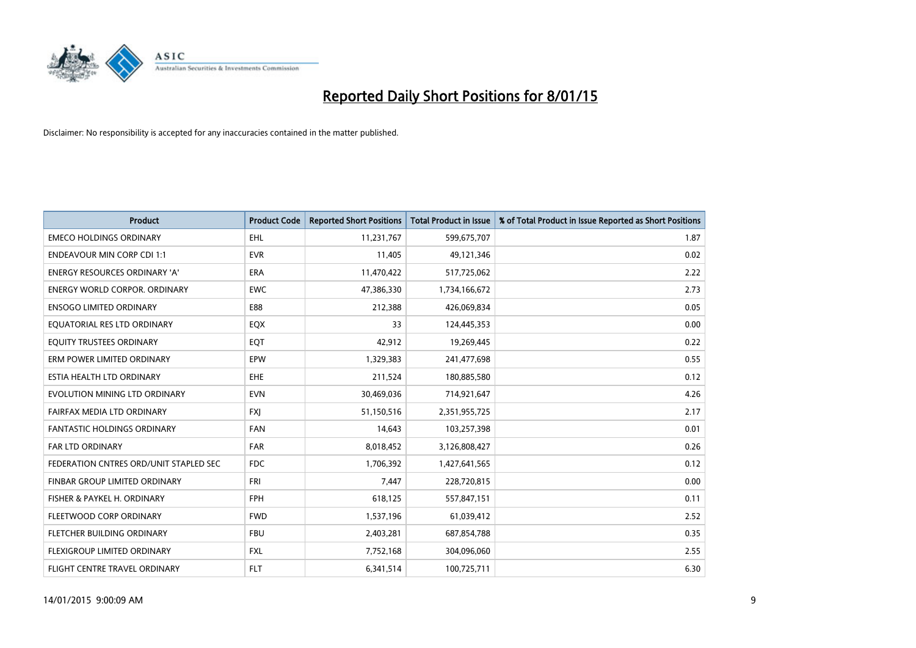# Reported Daily Short Positions for 8/01/15

Disclaimer: No responsibility is accepted for any inaccuracies contained in the matter published.

| Product | Product Code | Reported Short Positions | Total Product in Issue | % of Total Product in Issue Reported as Short Positions |
|---|---|---|---|---|
| EMECO HOLDINGS ORDINARY | EHL | 11,231,767 | 599,675,707 | 1.87 |
| ENDEAVOUR MIN CORP CDI 1:1 | EVR | 11,405 | 49,121,346 | 0.02 |
| ENERGY RESOURCES ORDINARY 'A' | ERA | 11,470,422 | 517,725,062 | 2.22 |
| ENERGY WORLD CORPOR. ORDINARY | EWC | 47,386,330 | 1,734,166,672 | 2.73 |
| ENSOGO LIMITED ORDINARY | E88 | 212,388 | 426,069,834 | 0.05 |
| EQUATORIAL RES LTD ORDINARY | EQX | 33 | 124,445,353 | 0.00 |
| EQUITY TRUSTEES ORDINARY | EQT | 42,912 | 19,269,445 | 0.22 |
| ERM POWER LIMITED ORDINARY | EPW | 1,329,383 | 241,477,698 | 0.55 |
| ESTIA HEALTH LTD ORDINARY | EHE | 211,524 | 180,885,580 | 0.12 |
| EVOLUTION MINING LTD ORDINARY | EVN | 30,469,036 | 714,921,647 | 4.26 |
| FAIRFAX MEDIA LTD ORDINARY | FXJ | 51,150,516 | 2,351,955,725 | 2.17 |
| FANTASTIC HOLDINGS ORDINARY | FAN | 14,643 | 103,257,398 | 0.01 |
| FAR LTD ORDINARY | FAR | 8,018,452 | 3,126,808,427 | 0.26 |
| FEDERATION CNTRES ORD/UNIT STAPLED SEC | FDC | 1,706,392 | 1,427,641,565 | 0.12 |
| FINBAR GROUP LIMITED ORDINARY | FRI | 7,447 | 228,720,815 | 0.00 |
| FISHER & PAYKEL H. ORDINARY | FPH | 618,125 | 557,847,151 | 0.11 |
| FLEETWOOD CORP ORDINARY | FWD | 1,537,196 | 61,039,412 | 2.52 |
| FLETCHER BUILDING ORDINARY | FBU | 2,403,281 | 687,854,788 | 0.35 |
| FLEXIGROUP LIMITED ORDINARY | FXL | 7,752,168 | 304,096,060 | 2.55 |
| FLIGHT CENTRE TRAVEL ORDINARY | FLT | 6,341,514 | 100,725,711 | 6.30 |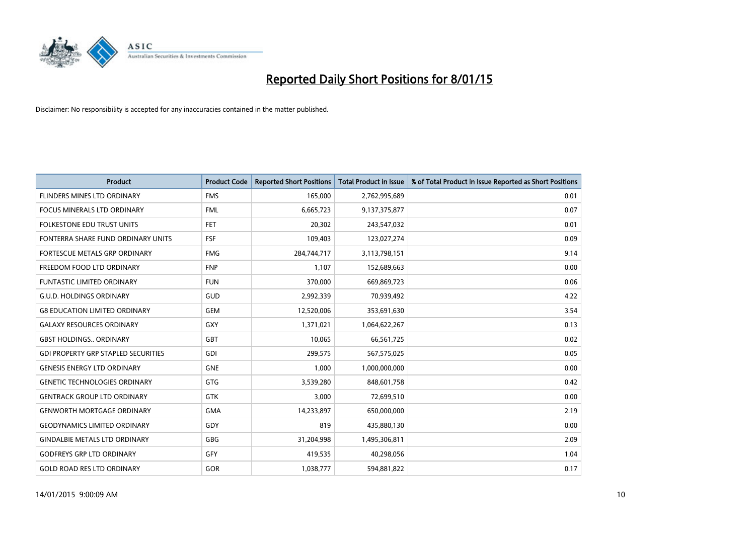# Reported Daily Short Positions for 8/01/15

Disclaimer: No responsibility is accepted for any inaccuracies contained in the matter published.

| Product | Product Code | Reported Short Positions | Total Product in Issue | % of Total Product in Issue Reported as Short Positions |
|---|---|---|---|---|
| FLINDERS MINES LTD ORDINARY | FMS | 165,000 | 2,762,995,689 | 0.01 |
| FOCUS MINERALS LTD ORDINARY | FML | 6,665,723 | 9,137,375,877 | 0.07 |
| FOLKESTONE EDU TRUST UNITS | FET | 20,302 | 243,547,032 | 0.01 |
| FONTERRA SHARE FUND ORDINARY UNITS | FSF | 109,403 | 123,027,274 | 0.09 |
| FORTESCUE METALS GRP ORDINARY | FMG | 284,744,717 | 3,113,798,151 | 9.14 |
| FREEDOM FOOD LTD ORDINARY | FNP | 1,107 | 152,689,663 | 0.00 |
| FUNTASTIC LIMITED ORDINARY | FUN | 370,000 | 669,869,723 | 0.06 |
| G.U.D. HOLDINGS ORDINARY | GUD | 2,992,339 | 70,939,492 | 4.22 |
| G8 EDUCATION LIMITED ORDINARY | GEM | 12,520,006 | 353,691,630 | 3.54 |
| GALAXY RESOURCES ORDINARY | GXY | 1,371,021 | 1,064,622,267 | 0.13 |
| GBST HOLDINGS.. ORDINARY | GBT | 10,065 | 66,561,725 | 0.02 |
| GDI PROPERTY GRP STAPLED SECURITIES | GDI | 299,575 | 567,575,025 | 0.05 |
| GENESIS ENERGY LTD ORDINARY | GNE | 1,000 | 1,000,000,000 | 0.00 |
| GENETIC TECHNOLOGIES ORDINARY | GTG | 3,539,280 | 848,601,758 | 0.42 |
| GENTRACK GROUP LTD ORDINARY | GTK | 3,000 | 72,699,510 | 0.00 |
| GENWORTH MORTGAGE ORDINARY | GMA | 14,233,897 | 650,000,000 | 2.19 |
| GEODYNAMICS LIMITED ORDINARY | GDY | 819 | 435,880,130 | 0.00 |
| GINDALBIE METALS LTD ORDINARY | GBG | 31,204,998 | 1,495,306,811 | 2.09 |
| GODFREYS GRP LTD ORDINARY | GFY | 419,535 | 40,298,056 | 1.04 |
| GOLD ROAD RES LTD ORDINARY | GOR | 1,038,777 | 594,881,822 | 0.17 |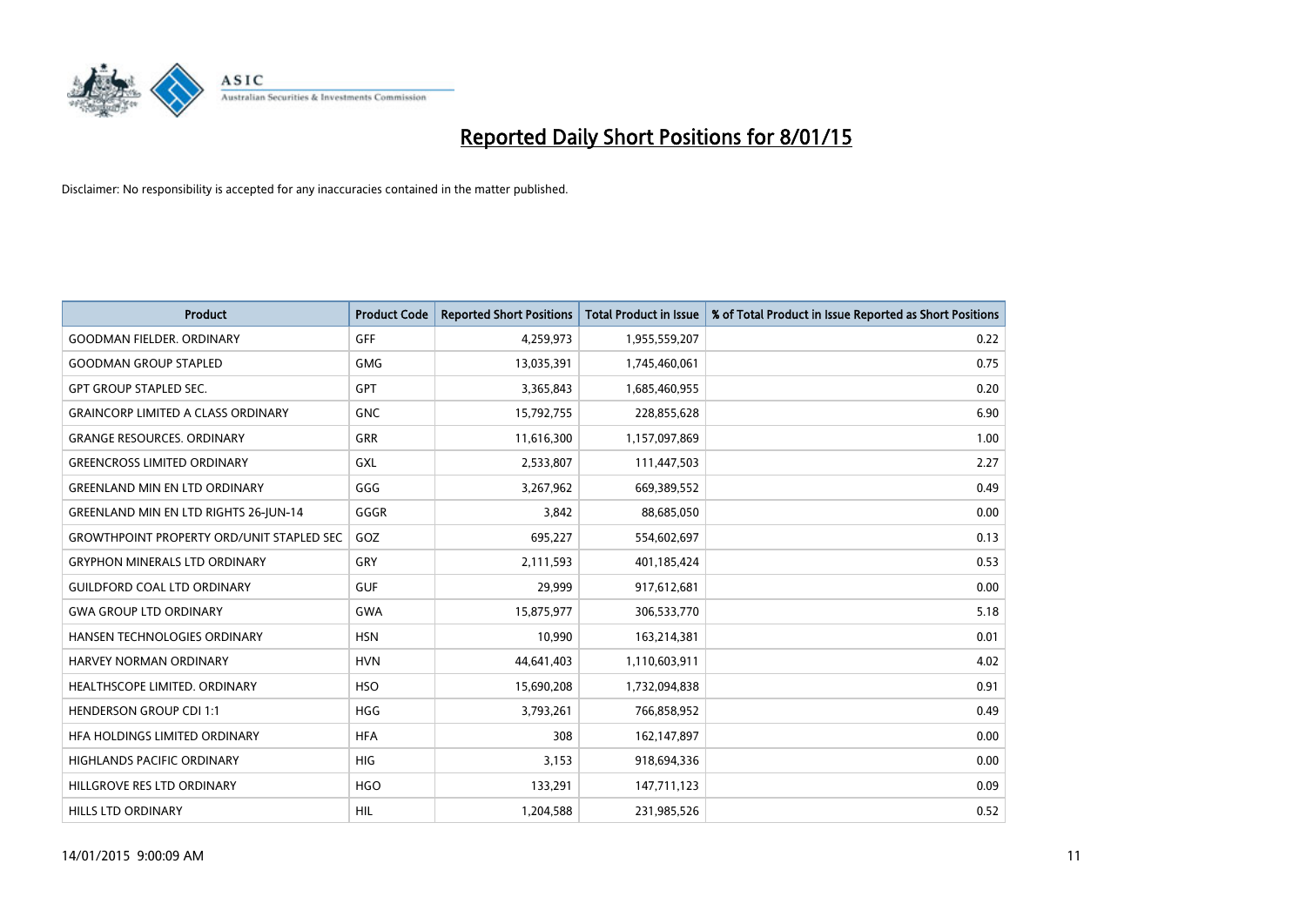# Reported Daily Short Positions for 8/01/15

Disclaimer: No responsibility is accepted for any inaccuracies contained in the matter published.

| Product | Product Code | Reported Short Positions | Total Product in Issue | % of Total Product in Issue Reported as Short Positions |
|---|---|---|---|---|
| GOODMAN FIELDER. ORDINARY | GFF | 4,259,973 | 1,955,559,207 | 0.22 |
| GOODMAN GROUP STAPLED | GMG | 13,035,391 | 1,745,460,061 | 0.75 |
| GPT GROUP STAPLED SEC. | GPT | 3,365,843 | 1,685,460,955 | 0.20 |
| GRAINCORP LIMITED A CLASS ORDINARY | GNC | 15,792,755 | 228,855,628 | 6.90 |
| GRANGE RESOURCES. ORDINARY | GRR | 11,616,300 | 1,157,097,869 | 1.00 |
| GREENCROSS LIMITED ORDINARY | GXL | 2,533,807 | 111,447,503 | 2.27 |
| GREENLAND MIN EN LTD ORDINARY | GGG | 3,267,962 | 669,389,552 | 0.49 |
| GREENLAND MIN EN LTD RIGHTS 26-JUN-14 | GGGR | 3,842 | 88,685,050 | 0.00 |
| GROWTHPOINT PROPERTY ORD/UNIT STAPLED SEC | GOZ | 695,227 | 554,602,697 | 0.13 |
| GRYPHON MINERALS LTD ORDINARY | GRY | 2,111,593 | 401,185,424 | 0.53 |
| GUILDFORD COAL LTD ORDINARY | GUF | 29,999 | 917,612,681 | 0.00 |
| GWA GROUP LTD ORDINARY | GWA | 15,875,977 | 306,533,770 | 5.18 |
| HANSEN TECHNOLOGIES ORDINARY | HSN | 10,990 | 163,214,381 | 0.01 |
| HARVEY NORMAN ORDINARY | HVN | 44,641,403 | 1,110,603,911 | 4.02 |
| HEALTHSCOPE LIMITED. ORDINARY | HSO | 15,690,208 | 1,732,094,838 | 0.91 |
| HENDERSON GROUP CDI 1:1 | HGG | 3,793,261 | 766,858,952 | 0.49 |
| HFA HOLDINGS LIMITED ORDINARY | HFA | 308 | 162,147,897 | 0.00 |
| HIGHLANDS PACIFIC ORDINARY | HIG | 3,153 | 918,694,336 | 0.00 |
| HILLGROVE RES LTD ORDINARY | HGO | 133,291 | 147,711,123 | 0.09 |
| HILLS LTD ORDINARY | HIL | 1,204,588 | 231,985,526 | 0.52 |

14/01/2015 9:00:09 AM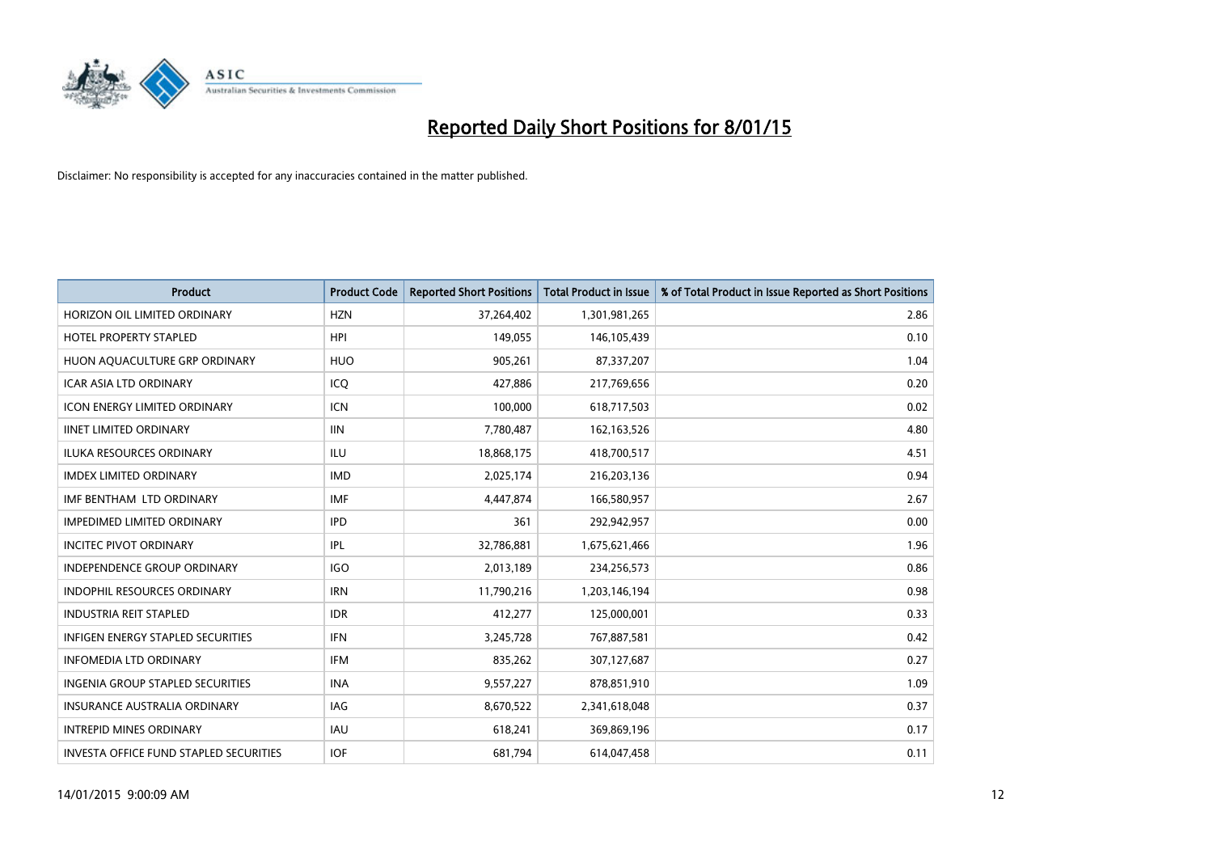# Reported Daily Short Positions for 8/01/15

Disclaimer: No responsibility is accepted for any inaccuracies contained in the matter published.

| Product | Product Code | Reported Short Positions | Total Product in Issue | % of Total Product in Issue Reported as Short Positions |
|---|---|---|---|---|
| HORIZON OIL LIMITED ORDINARY | HZN | 37,264,402 | 1,301,981,265 | 2.86 |
| HOTEL PROPERTY STAPLED | HPI | 149,055 | 146,105,439 | 0.10 |
| HUON AQUACULTURE GRP ORDINARY | HUO | 905,261 | 87,337,207 | 1.04 |
| ICAR ASIA LTD ORDINARY | ICQ | 427,886 | 217,769,656 | 0.20 |
| ICON ENERGY LIMITED ORDINARY | ICN | 100,000 | 618,717,503 | 0.02 |
| IINET LIMITED ORDINARY | IIN | 7,780,487 | 162,163,526 | 4.80 |
| ILUKA RESOURCES ORDINARY | ILU | 18,868,175 | 418,700,517 | 4.51 |
| IMDEX LIMITED ORDINARY | IMD | 2,025,174 | 216,203,136 | 0.94 |
| IMF BENTHAM LTD ORDINARY | IMF | 4,447,874 | 166,580,957 | 2.67 |
| IMPEDIMED LIMITED ORDINARY | IPD | 361 | 292,942,957 | 0.00 |
| INCITEC PIVOT ORDINARY | IPL | 32,786,881 | 1,675,621,466 | 1.96 |
| INDEPENDENCE GROUP ORDINARY | IGO | 2,013,189 | 234,256,573 | 0.86 |
| INDOPHIL RESOURCES ORDINARY | IRN | 11,790,216 | 1,203,146,194 | 0.98 |
| INDUSTRIA REIT STAPLED | IDR | 412,277 | 125,000,001 | 0.33 |
| INFIGEN ENERGY STAPLED SECURITIES | IFN | 3,245,728 | 767,887,581 | 0.42 |
| INFOMEDIA LTD ORDINARY | IFM | 835,262 | 307,127,687 | 0.27 |
| INGENIA GROUP STAPLED SECURITIES | INA | 9,557,227 | 878,851,910 | 1.09 |
| INSURANCE AUSTRALIA ORDINARY | IAG | 8,670,522 | 2,341,618,048 | 0.37 |
| INTREPID MINES ORDINARY | IAU | 618,241 | 369,869,196 | 0.17 |
| INVESTA OFFICE FUND STAPLED SECURITIES | IOF | 681,794 | 614,047,458 | 0.11 |

14/01/2015 9:00:09 AM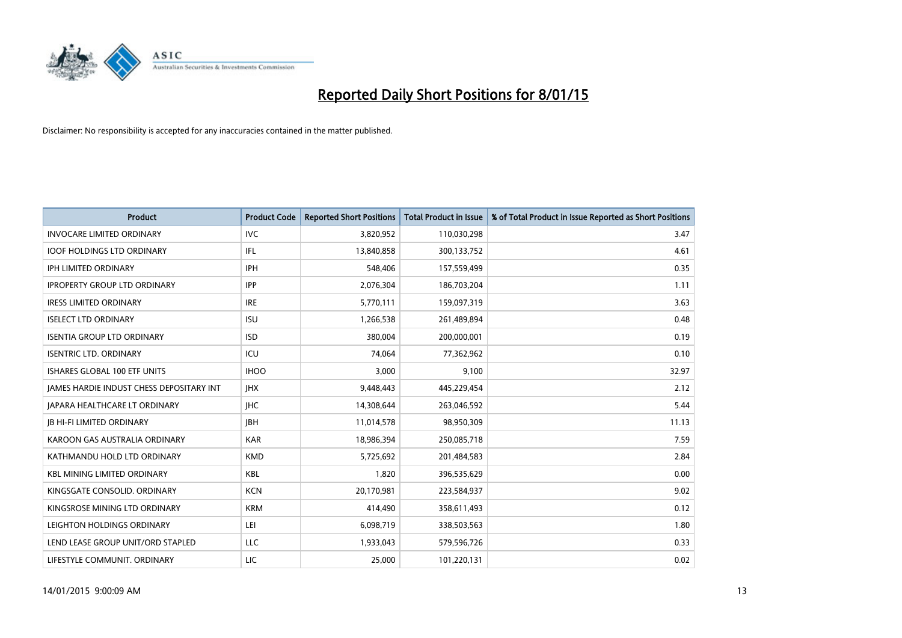# Reported Daily Short Positions for 8/01/15

Disclaimer: No responsibility is accepted for any inaccuracies contained in the matter published.

| Product | Product Code | Reported Short Positions | Total Product in Issue | % of Total Product in Issue Reported as Short Positions |
|---|---|---|---|---|
| INVOCARE LIMITED ORDINARY | IVC | 3,820,952 | 110,030,298 | 3.47 |
| IOOF HOLDINGS LTD ORDINARY | IFL | 13,840,858 | 300,133,752 | 4.61 |
| IPH LIMITED ORDINARY | IPH | 548,406 | 157,559,499 | 0.35 |
| IPROPERTY GROUP LTD ORDINARY | IPP | 2,076,304 | 186,703,204 | 1.11 |
| IRESS LIMITED ORDINARY | IRE | 5,770,111 | 159,097,319 | 3.63 |
| ISELECT LTD ORDINARY | ISU | 1,266,538 | 261,489,894 | 0.48 |
| ISENTIA GROUP LTD ORDINARY | ISD | 380,004 | 200,000,001 | 0.19 |
| ISENTRIC LTD. ORDINARY | ICU | 74,064 | 77,362,962 | 0.10 |
| ISHARES GLOBAL 100 ETF UNITS | IHOO | 3,000 | 9,100 | 32.97 |
| JAMES HARDIE INDUST CHESS DEPOSITARY INT | JHX | 9,448,443 | 445,229,454 | 2.12 |
| JAPARA HEALTHCARE LT ORDINARY | JHC | 14,308,644 | 263,046,592 | 5.44 |
| JB HI-FI LIMITED ORDINARY | JBH | 11,014,578 | 98,950,309 | 11.13 |
| KAROON GAS AUSTRALIA ORDINARY | KAR | 18,986,394 | 250,085,718 | 7.59 |
| KATHMANDU HOLD LTD ORDINARY | KMD | 5,725,692 | 201,484,583 | 2.84 |
| KBL MINING LIMITED ORDINARY | KBL | 1,820 | 396,535,629 | 0.00 |
| KINGSGATE CONSOLID. ORDINARY | KCN | 20,170,981 | 223,584,937 | 9.02 |
| KINGSROSE MINING LTD ORDINARY | KRM | 414,490 | 358,611,493 | 0.12 |
| LEIGHTON HOLDINGS ORDINARY | LEI | 6,098,719 | 338,503,563 | 1.80 |
| LEND LEASE GROUP UNIT/ORD STAPLED | LLC | 1,933,043 | 579,596,726 | 0.33 |
| LIFESTYLE COMMUNIT. ORDINARY | LIC | 25,000 | 101,220,131 | 0.02 |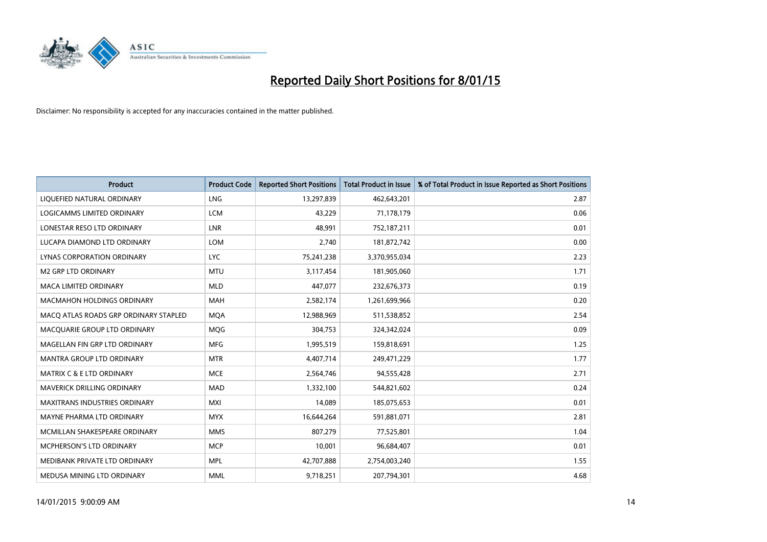# Reported Daily Short Positions for 8/01/15

Disclaimer: No responsibility is accepted for any inaccuracies contained in the matter published.

| Product | Product Code | Reported Short Positions | Total Product in Issue | % of Total Product in Issue Reported as Short Positions |
|---|---|---|---|---|
| LIQUEFIED NATURAL ORDINARY | LNG | 13,297,839 | 462,643,201 | 2.87 |
| LOGICAMMS LIMITED ORDINARY | LCM | 43,229 | 71,178,179 | 0.06 |
| LONESTAR RESO LTD ORDINARY | LNR | 48,991 | 752,187,211 | 0.01 |
| LUCAPA DIAMOND LTD ORDINARY | LOM | 2,740 | 181,872,742 | 0.00 |
| LYNAS CORPORATION ORDINARY | LYC | 75,241,238 | 3,370,955,034 | 2.23 |
| M2 GRP LTD ORDINARY | MTU | 3,117,454 | 181,905,060 | 1.71 |
| MACA LIMITED ORDINARY | MLD | 447,077 | 232,676,373 | 0.19 |
| MACMAHON HOLDINGS ORDINARY | MAH | 2,582,174 | 1,261,699,966 | 0.20 |
| MACQ ATLAS ROADS GRP ORDINARY STAPLED | MQA | 12,988,969 | 511,538,852 | 2.54 |
| MACQUARIE GROUP LTD ORDINARY | MQG | 304,753 | 324,342,024 | 0.09 |
| MAGELLAN FIN GRP LTD ORDINARY | MFG | 1,995,519 | 159,818,691 | 1.25 |
| MANTRA GROUP LTD ORDINARY | MTR | 4,407,714 | 249,471,229 | 1.77 |
| MATRIX C & E LTD ORDINARY | MCE | 2,564,746 | 94,555,428 | 2.71 |
| MAVERICK DRILLING ORDINARY | MAD | 1,332,100 | 544,821,602 | 0.24 |
| MAXITRANS INDUSTRIES ORDINARY | MXI | 14,089 | 185,075,653 | 0.01 |
| MAYNE PHARMA LTD ORDINARY | MYX | 16,644,264 | 591,881,071 | 2.81 |
| MCMILLAN SHAKESPEARE ORDINARY | MMS | 807,279 | 77,525,801 | 1.04 |
| MCPHERSON'S LTD ORDINARY | MCP | 10,001 | 96,684,407 | 0.01 |
| MEDIBANK PRIVATE LTD ORDINARY | MPL | 42,707,888 | 2,754,003,240 | 1.55 |
| MEDUSA MINING LTD ORDINARY | MML | 9,718,251 | 207,794,301 | 4.68 |

14/01/2015 9:00:09 AM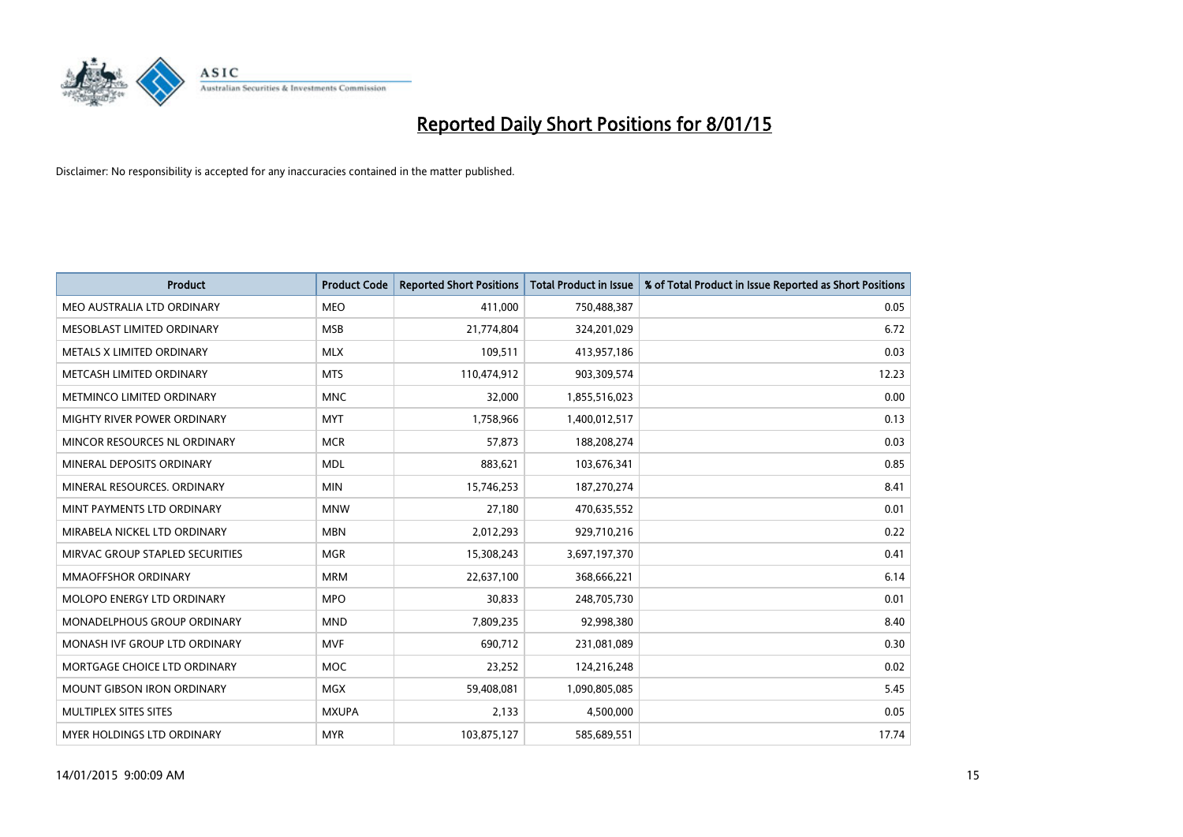# Reported Daily Short Positions for 8/01/15

Disclaimer: No responsibility is accepted for any inaccuracies contained in the matter published.

| Product | Product Code | Reported Short Positions | Total Product in Issue | % of Total Product in Issue Reported as Short Positions |
| --- | --- | --- | --- | --- |
| MEO AUSTRALIA LTD ORDINARY | MEO | 411,000 | 750,488,387 | 0.05 |
| MESOBLAST LIMITED ORDINARY | MSB | 21,774,804 | 324,201,029 | 6.72 |
| METALS X LIMITED ORDINARY | MLX | 109,511 | 413,957,186 | 0.03 |
| METCASH LIMITED ORDINARY | MTS | 110,474,912 | 903,309,574 | 12.23 |
| METMINCO LIMITED ORDINARY | MNC | 32,000 | 1,855,516,023 | 0.00 |
| MIGHTY RIVER POWER ORDINARY | MYT | 1,758,966 | 1,400,012,517 | 0.13 |
| MINCOR RESOURCES NL ORDINARY | MCR | 57,873 | 188,208,274 | 0.03 |
| MINERAL DEPOSITS ORDINARY | MDL | 883,621 | 103,676,341 | 0.85 |
| MINERAL RESOURCES. ORDINARY | MIN | 15,746,253 | 187,270,274 | 8.41 |
| MINT PAYMENTS LTD ORDINARY | MNW | 27,180 | 470,635,552 | 0.01 |
| MIRABELA NICKEL LTD ORDINARY | MBN | 2,012,293 | 929,710,216 | 0.22 |
| MIRVAC GROUP STAPLED SECURITIES | MGR | 15,308,243 | 3,697,197,370 | 0.41 |
| MMAOFFSHOR ORDINARY | MRM | 22,637,100 | 368,666,221 | 6.14 |
| MOLOPO ENERGY LTD ORDINARY | MPO | 30,833 | 248,705,730 | 0.01 |
| MONADELPHOUS GROUP ORDINARY | MND | 7,809,235 | 92,998,380 | 8.40 |
| MONASH IVF GROUP LTD ORDINARY | MVF | 690,712 | 231,081,089 | 0.30 |
| MORTGAGE CHOICE LTD ORDINARY | MOC | 23,252 | 124,216,248 | 0.02 |
| MOUNT GIBSON IRON ORDINARY | MGX | 59,408,081 | 1,090,805,085 | 5.45 |
| MULTIPLEX SITES SITES | MXUPA | 2,133 | 4,500,000 | 0.05 |
| MYER HOLDINGS LTD ORDINARY | MYR | 103,875,127 | 585,689,551 | 17.74 |

14/01/2015 9:00:09 AM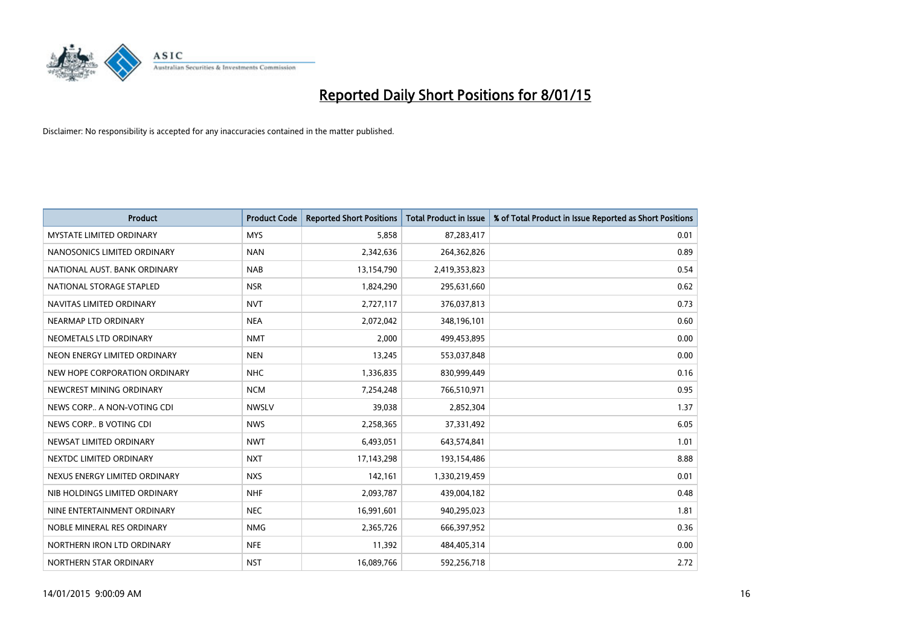# Reported Daily Short Positions for 8/01/15

Disclaimer: No responsibility is accepted for any inaccuracies contained in the matter published.

| Product | Product Code | Reported Short Positions | Total Product in Issue | % of Total Product in Issue Reported as Short Positions |
|---|---|---|---|---|
| MYSTATE LIMITED ORDINARY | MYS | 5,858 | 87,283,417 | 0.01 |
| NANOSONICS LIMITED ORDINARY | NAN | 2,342,636 | 264,362,826 | 0.89 |
| NATIONAL AUST. BANK ORDINARY | NAB | 13,154,790 | 2,419,353,823 | 0.54 |
| NATIONAL STORAGE STAPLED | NSR | 1,824,290 | 295,631,660 | 0.62 |
| NAVITAS LIMITED ORDINARY | NVT | 2,727,117 | 376,037,813 | 0.73 |
| NEARMAP LTD ORDINARY | NEA | 2,072,042 | 348,196,101 | 0.60 |
| NEOMETALS LTD ORDINARY | NMT | 2,000 | 499,453,895 | 0.00 |
| NEON ENERGY LIMITED ORDINARY | NEN | 13,245 | 553,037,848 | 0.00 |
| NEW HOPE CORPORATION ORDINARY | NHC | 1,336,835 | 830,999,449 | 0.16 |
| NEWCREST MINING ORDINARY | NCM | 7,254,248 | 766,510,971 | 0.95 |
| NEWS CORP.. A NON-VOTING CDI | NWSLV | 39,038 | 2,852,304 | 1.37 |
| NEWS CORP.. B VOTING CDI | NWS | 2,258,365 | 37,331,492 | 6.05 |
| NEWSAT LIMITED ORDINARY | NWT | 6,493,051 | 643,574,841 | 1.01 |
| NEXTDC LIMITED ORDINARY | NXT | 17,143,298 | 193,154,486 | 8.88 |
| NEXUS ENERGY LIMITED ORDINARY | NXS | 142,161 | 1,330,219,459 | 0.01 |
| NIB HOLDINGS LIMITED ORDINARY | NHF | 2,093,787 | 439,004,182 | 0.48 |
| NINE ENTERTAINMENT ORDINARY | NEC | 16,991,601 | 940,295,023 | 1.81 |
| NOBLE MINERAL RES ORDINARY | NMG | 2,365,726 | 666,397,952 | 0.36 |
| NORTHERN IRON LTD ORDINARY | NFE | 11,392 | 484,405,314 | 0.00 |
| NORTHERN STAR ORDINARY | NST | 16,089,766 | 592,256,718 | 2.72 |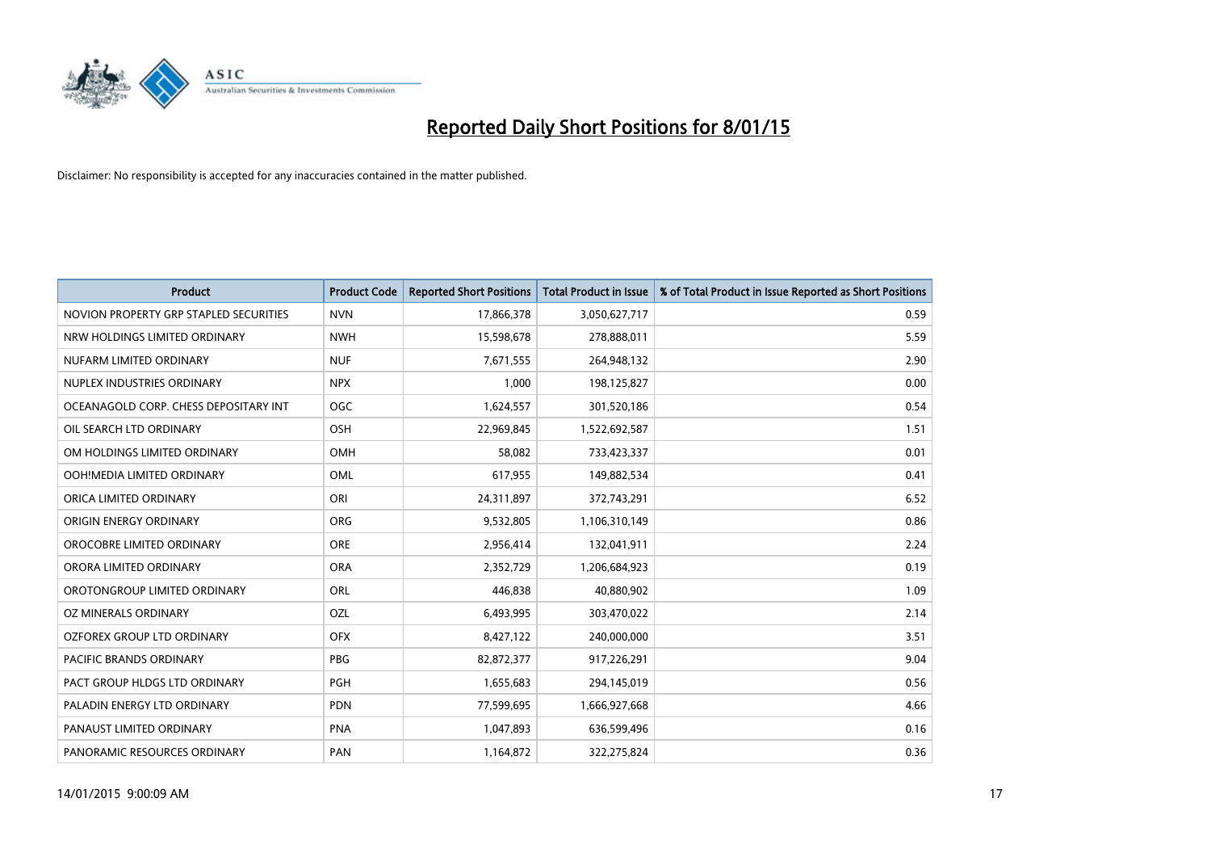# Reported Daily Short Positions for 8/01/15

Disclaimer: No responsibility is accepted for any inaccuracies contained in the matter published.

| Product | Product Code | Reported Short Positions | Total Product in Issue | % of Total Product in Issue Reported as Short Positions |
|---|---|---|---|---|
| NOVION PROPERTY GRP STAPLED SECURITIES | NVN | 17,866,378 | 3,050,627,717 | 0.59 |
| NRW HOLDINGS LIMITED ORDINARY | NWH | 15,598,678 | 278,888,011 | 5.59 |
| NUFARM LIMITED ORDINARY | NUF | 7,671,555 | 264,948,132 | 2.90 |
| NUPLEX INDUSTRIES ORDINARY | NPX | 1,000 | 198,125,827 | 0.00 |
| OCEANAGOLD CORP. CHESS DEPOSITARY INT | OGC | 1,624,557 | 301,520,186 | 0.54 |
| OIL SEARCH LTD ORDINARY | OSH | 22,969,845 | 1,522,692,587 | 1.51 |
| OM HOLDINGS LIMITED ORDINARY | OMH | 58,082 | 733,423,337 | 0.01 |
| OOH!MEDIA LIMITED ORDINARY | OML | 617,955 | 149,882,534 | 0.41 |
| ORICA LIMITED ORDINARY | ORI | 24,311,897 | 372,743,291 | 6.52 |
| ORIGIN ENERGY ORDINARY | ORG | 9,532,805 | 1,106,310,149 | 0.86 |
| OROCOBRE LIMITED ORDINARY | ORE | 2,956,414 | 132,041,911 | 2.24 |
| ORORA LIMITED ORDINARY | ORA | 2,352,729 | 1,206,684,923 | 0.19 |
| OROTONGROUP LIMITED ORDINARY | ORL | 446,838 | 40,880,902 | 1.09 |
| OZ MINERALS ORDINARY | OZL | 6,493,995 | 303,470,022 | 2.14 |
| OZFOREX GROUP LTD ORDINARY | OFX | 8,427,122 | 240,000,000 | 3.51 |
| PACIFIC BRANDS ORDINARY | PBG | 82,872,377 | 917,226,291 | 9.04 |
| PACT GROUP HLDGS LTD ORDINARY | PGH | 1,655,683 | 294,145,019 | 0.56 |
| PALADIN ENERGY LTD ORDINARY | PDN | 77,599,695 | 1,666,927,668 | 4.66 |
| PANAUST LIMITED ORDINARY | PNA | 1,047,893 | 636,599,496 | 0.16 |
| PANORAMIC RESOURCES ORDINARY | PAN | 1,164,872 | 322,275,824 | 0.36 |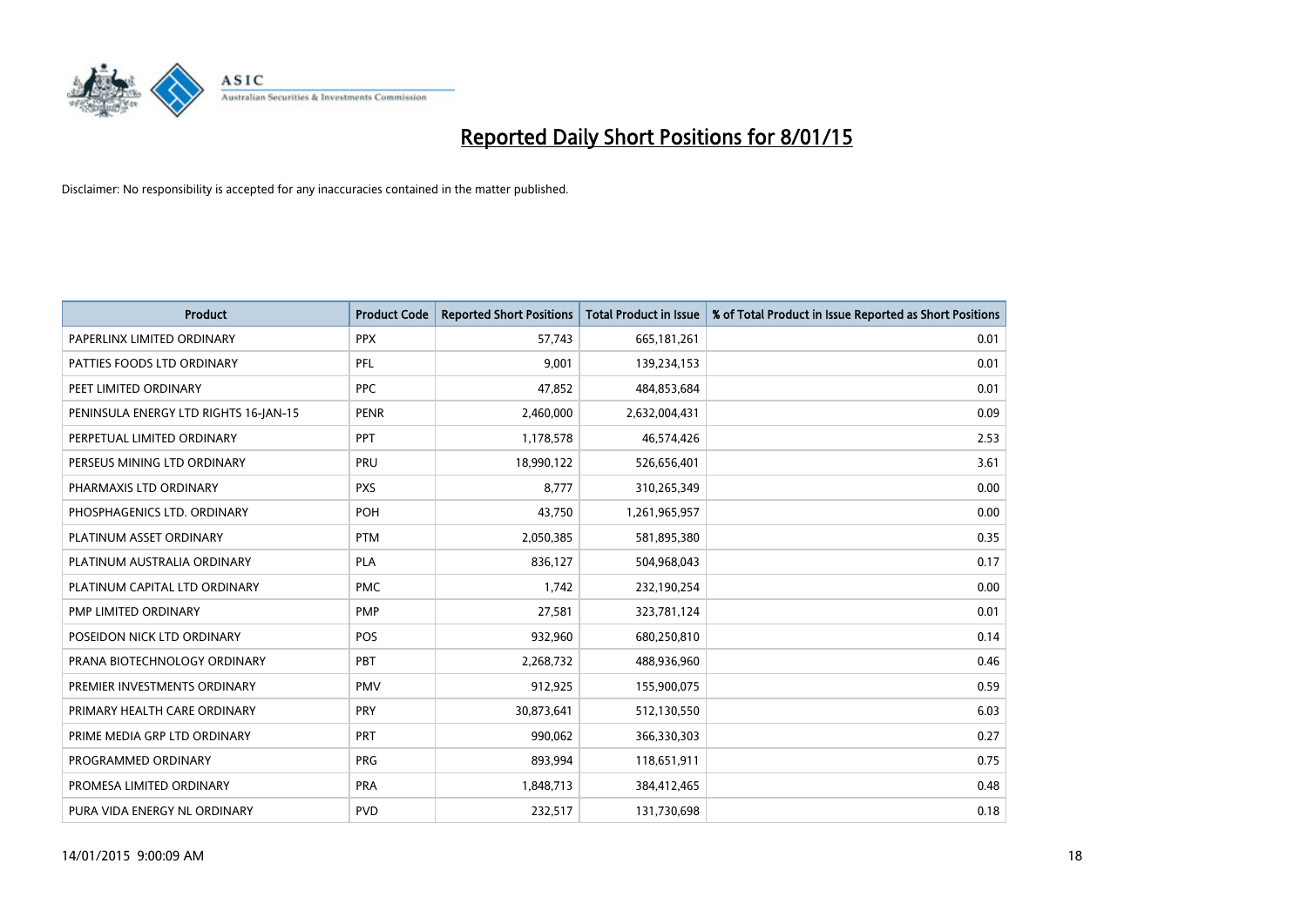# Reported Daily Short Positions for 8/01/15

Disclaimer: No responsibility is accepted for any inaccuracies contained in the matter published.

| Product | Product Code | Reported Short Positions | Total Product in Issue | % of Total Product in Issue Reported as Short Positions |
|---|---|---|---|---|
| PAPERLINX LIMITED ORDINARY | PPX | 57,743 | 665,181,261 | 0.01 |
| PATTIES FOODS LTD ORDINARY | PFL | 9,001 | 139,234,153 | 0.01 |
| PEET LIMITED ORDINARY | PPC | 47,852 | 484,853,684 | 0.01 |
| PENINSULA ENERGY LTD RIGHTS 16-JAN-15 | PENR | 2,460,000 | 2,632,004,431 | 0.09 |
| PERPETUAL LIMITED ORDINARY | PPT | 1,178,578 | 46,574,426 | 2.53 |
| PERSEUS MINING LTD ORDINARY | PRU | 18,990,122 | 526,656,401 | 3.61 |
| PHARMAXIS LTD ORDINARY | PXS | 8,777 | 310,265,349 | 0.00 |
| PHOSPHAGENICS LTD. ORDINARY | POH | 43,750 | 1,261,965,957 | 0.00 |
| PLATINUM ASSET ORDINARY | PTM | 2,050,385 | 581,895,380 | 0.35 |
| PLATINUM AUSTRALIA ORDINARY | PLA | 836,127 | 504,968,043 | 0.17 |
| PLATINUM CAPITAL LTD ORDINARY | PMC | 1,742 | 232,190,254 | 0.00 |
| PMP LIMITED ORDINARY | PMP | 27,581 | 323,781,124 | 0.01 |
| POSEIDON NICK LTD ORDINARY | POS | 932,960 | 680,250,810 | 0.14 |
| PRANA BIOTECHNOLOGY ORDINARY | PBT | 2,268,732 | 488,936,960 | 0.46 |
| PREMIER INVESTMENTS ORDINARY | PMV | 912,925 | 155,900,075 | 0.59 |
| PRIMARY HEALTH CARE ORDINARY | PRY | 30,873,641 | 512,130,550 | 6.03 |
| PRIME MEDIA GRP LTD ORDINARY | PRT | 990,062 | 366,330,303 | 0.27 |
| PROGRAMMED ORDINARY | PRG | 893,994 | 118,651,911 | 0.75 |
| PROMESA LIMITED ORDINARY | PRA | 1,848,713 | 384,412,465 | 0.48 |
| PURA VIDA ENERGY NL ORDINARY | PVD | 232,517 | 131,730,698 | 0.18 |

14/01/2015 9:00:09 AM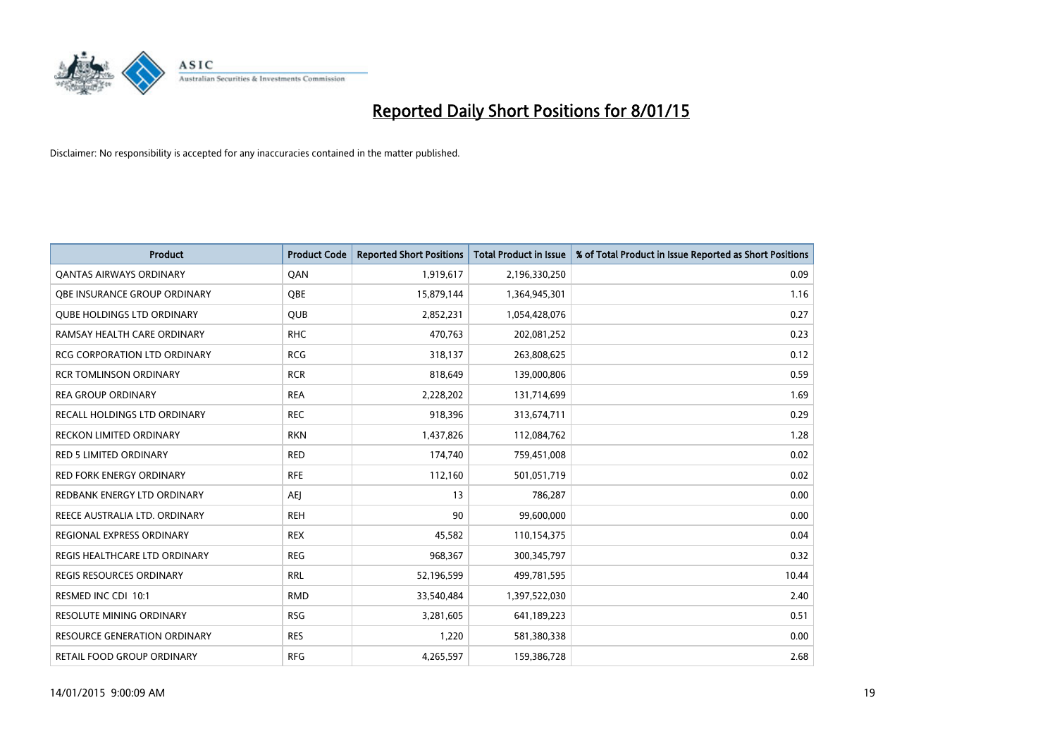# Reported Daily Short Positions for 8/01/15

Disclaimer: No responsibility is accepted for any inaccuracies contained in the matter published.

| Product | Product Code | Reported Short Positions | Total Product in Issue | % of Total Product in Issue Reported as Short Positions |
|---|---|---|---|---|
| QANTAS AIRWAYS ORDINARY | QAN | 1,919,617 | 2,196,330,250 | 0.09 |
| QBE INSURANCE GROUP ORDINARY | QBE | 15,879,144 | 1,364,945,301 | 1.16 |
| QUBE HOLDINGS LTD ORDINARY | QUB | 2,852,231 | 1,054,428,076 | 0.27 |
| RAMSAY HEALTH CARE ORDINARY | RHC | 470,763 | 202,081,252 | 0.23 |
| RCG CORPORATION LTD ORDINARY | RCG | 318,137 | 263,808,625 | 0.12 |
| RCR TOMLINSON ORDINARY | RCR | 818,649 | 139,000,806 | 0.59 |
| REA GROUP ORDINARY | REA | 2,228,202 | 131,714,699 | 1.69 |
| RECALL HOLDINGS LTD ORDINARY | REC | 918,396 | 313,674,711 | 0.29 |
| RECKON LIMITED ORDINARY | RKN | 1,437,826 | 112,084,762 | 1.28 |
| RED 5 LIMITED ORDINARY | RED | 174,740 | 759,451,008 | 0.02 |
| RED FORK ENERGY ORDINARY | RFE | 112,160 | 501,051,719 | 0.02 |
| REDBANK ENERGY LTD ORDINARY | AEJ | 13 | 786,287 | 0.00 |
| REECE AUSTRALIA LTD. ORDINARY | REH | 90 | 99,600,000 | 0.00 |
| REGIONAL EXPRESS ORDINARY | REX | 45,582 | 110,154,375 | 0.04 |
| REGIS HEALTHCARE LTD ORDINARY | REG | 968,367 | 300,345,797 | 0.32 |
| REGIS RESOURCES ORDINARY | RRL | 52,196,599 | 499,781,595 | 10.44 |
| RESMED INC CDI 10:1 | RMD | 33,540,484 | 1,397,522,030 | 2.40 |
| RESOLUTE MINING ORDINARY | RSG | 3,281,605 | 641,189,223 | 0.51 |
| RESOURCE GENERATION ORDINARY | RES | 1,220 | 581,380,338 | 0.00 |
| RETAIL FOOD GROUP ORDINARY | RFG | 4,265,597 | 159,386,728 | 2.68 |

14/01/2015 9:00:09 AM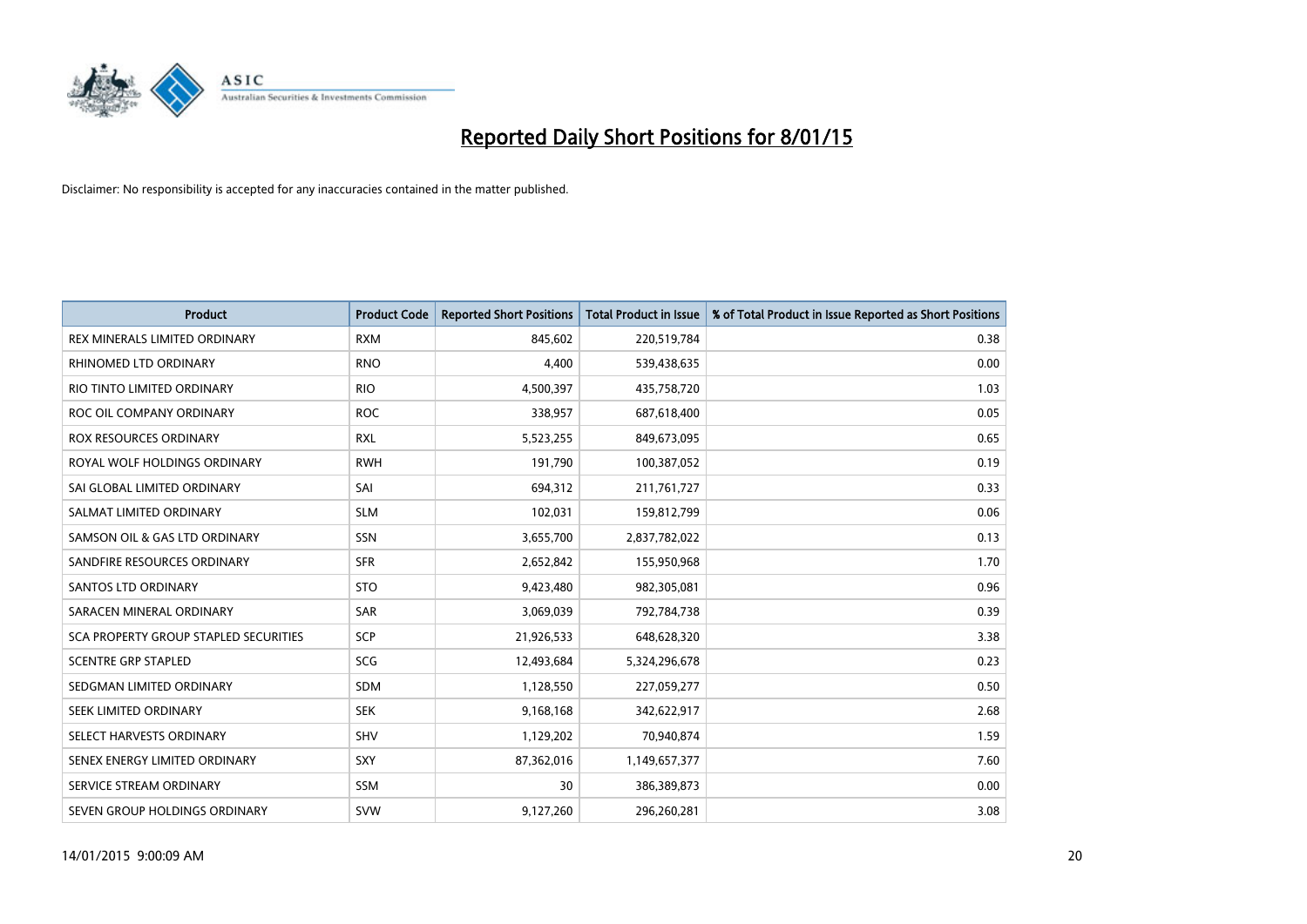# Reported Daily Short Positions for 8/01/15

Disclaimer: No responsibility is accepted for any inaccuracies contained in the matter published.

| Product | Product Code | Reported Short Positions | Total Product in Issue | % of Total Product in Issue Reported as Short Positions |
|---|---|---|---|---|
| REX MINERALS LIMITED ORDINARY | RXM | 845,602 | 220,519,784 | 0.38 |
| RHINOMED LTD ORDINARY | RNO | 4,400 | 539,438,635 | 0.00 |
| RIO TINTO LIMITED ORDINARY | RIO | 4,500,397 | 435,758,720 | 1.03 |
| ROC OIL COMPANY ORDINARY | ROC | 338,957 | 687,618,400 | 0.05 |
| ROX RESOURCES ORDINARY | RXL | 5,523,255 | 849,673,095 | 0.65 |
| ROYAL WOLF HOLDINGS ORDINARY | RWH | 191,790 | 100,387,052 | 0.19 |
| SAI GLOBAL LIMITED ORDINARY | SAI | 694,312 | 211,761,727 | 0.33 |
| SALMAT LIMITED ORDINARY | SLM | 102,031 | 159,812,799 | 0.06 |
| SAMSON OIL & GAS LTD ORDINARY | SSN | 3,655,700 | 2,837,782,022 | 0.13 |
| SANDFIRE RESOURCES ORDINARY | SFR | 2,652,842 | 155,950,968 | 1.70 |
| SANTOS LTD ORDINARY | STO | 9,423,480 | 982,305,081 | 0.96 |
| SARACEN MINERAL ORDINARY | SAR | 3,069,039 | 792,784,738 | 0.39 |
| SCA PROPERTY GROUP STAPLED SECURITIES | SCP | 21,926,533 | 648,628,320 | 3.38 |
| SCENTRE GRP STAPLED | SCG | 12,493,684 | 5,324,296,678 | 0.23 |
| SEDGMAN LIMITED ORDINARY | SDM | 1,128,550 | 227,059,277 | 0.50 |
| SEEK LIMITED ORDINARY | SEK | 9,168,168 | 342,622,917 | 2.68 |
| SELECT HARVESTS ORDINARY | SHV | 1,129,202 | 70,940,874 | 1.59 |
| SENEX ENERGY LIMITED ORDINARY | SXY | 87,362,016 | 1,149,657,377 | 7.60 |
| SERVICE STREAM ORDINARY | SSM | 30 | 386,389,873 | 0.00 |
| SEVEN GROUP HOLDINGS ORDINARY | SVW | 9,127,260 | 296,260,281 | 3.08 |

14/01/2015 9:00:09 AM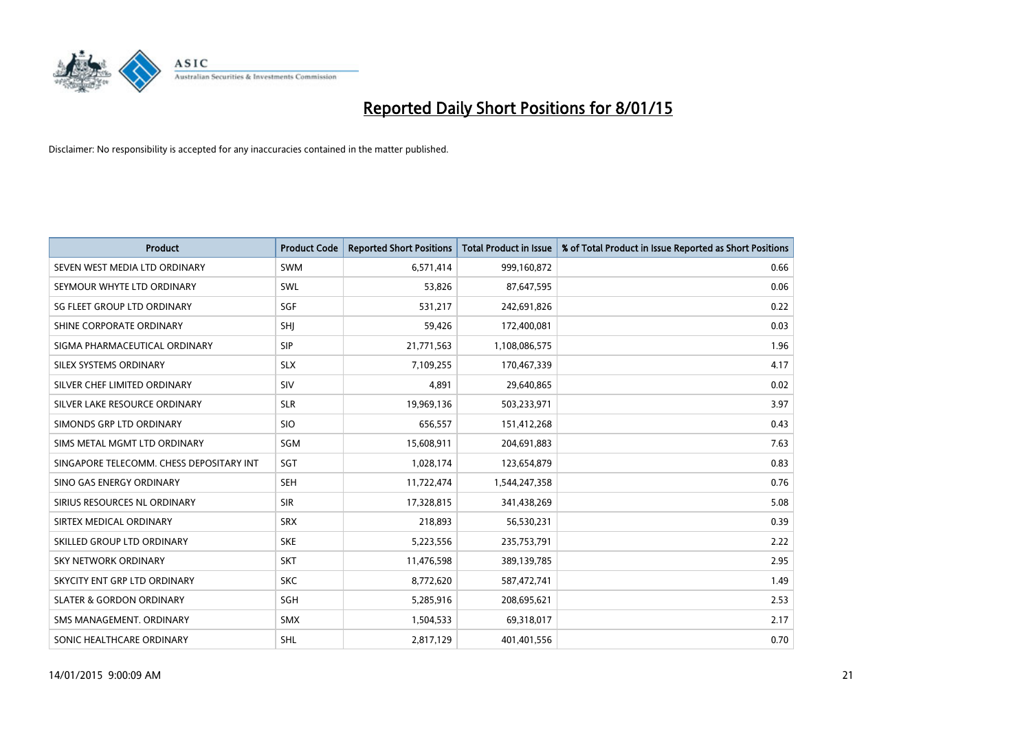# Reported Daily Short Positions for 8/01/15

Disclaimer: No responsibility is accepted for any inaccuracies contained in the matter published.

| Product | Product Code | Reported Short Positions | Total Product in Issue | % of Total Product in Issue Reported as Short Positions |
|---|---|---|---|---|
| SEVEN WEST MEDIA LTD ORDINARY | SWM | 6,571,414 | 999,160,872 | 0.66 |
| SEYMOUR WHYTE LTD ORDINARY | SWL | 53,826 | 87,647,595 | 0.06 |
| SG FLEET GROUP LTD ORDINARY | SGF | 531,217 | 242,691,826 | 0.22 |
| SHINE CORPORATE ORDINARY | SHJ | 59,426 | 172,400,081 | 0.03 |
| SIGMA PHARMACEUTICAL ORDINARY | SIP | 21,771,563 | 1,108,086,575 | 1.96 |
| SILEX SYSTEMS ORDINARY | SLX | 7,109,255 | 170,467,339 | 4.17 |
| SILVER CHEF LIMITED ORDINARY | SIV | 4,891 | 29,640,865 | 0.02 |
| SILVER LAKE RESOURCE ORDINARY | SLR | 19,969,136 | 503,233,971 | 3.97 |
| SIMONDS GRP LTD ORDINARY | SIO | 656,557 | 151,412,268 | 0.43 |
| SIMS METAL MGMT LTD ORDINARY | SGM | 15,608,911 | 204,691,883 | 7.63 |
| SINGAPORE TELECOMM. CHESS DEPOSITARY INT | SGT | 1,028,174 | 123,654,879 | 0.83 |
| SINO GAS ENERGY ORDINARY | SEH | 11,722,474 | 1,544,247,358 | 0.76 |
| SIRIUS RESOURCES NL ORDINARY | SIR | 17,328,815 | 341,438,269 | 5.08 |
| SIRTEX MEDICAL ORDINARY | SRX | 218,893 | 56,530,231 | 0.39 |
| SKILLED GROUP LTD ORDINARY | SKE | 5,223,556 | 235,753,791 | 2.22 |
| SKY NETWORK ORDINARY | SKT | 11,476,598 | 389,139,785 | 2.95 |
| SKYCITY ENT GRP LTD ORDINARY | SKC | 8,772,620 | 587,472,741 | 1.49 |
| SLATER & GORDON ORDINARY | SGH | 5,285,916 | 208,695,621 | 2.53 |
| SMS MANAGEMENT. ORDINARY | SMX | 1,504,533 | 69,318,017 | 2.17 |
| SONIC HEALTHCARE ORDINARY | SHL | 2,817,129 | 401,401,556 | 0.70 |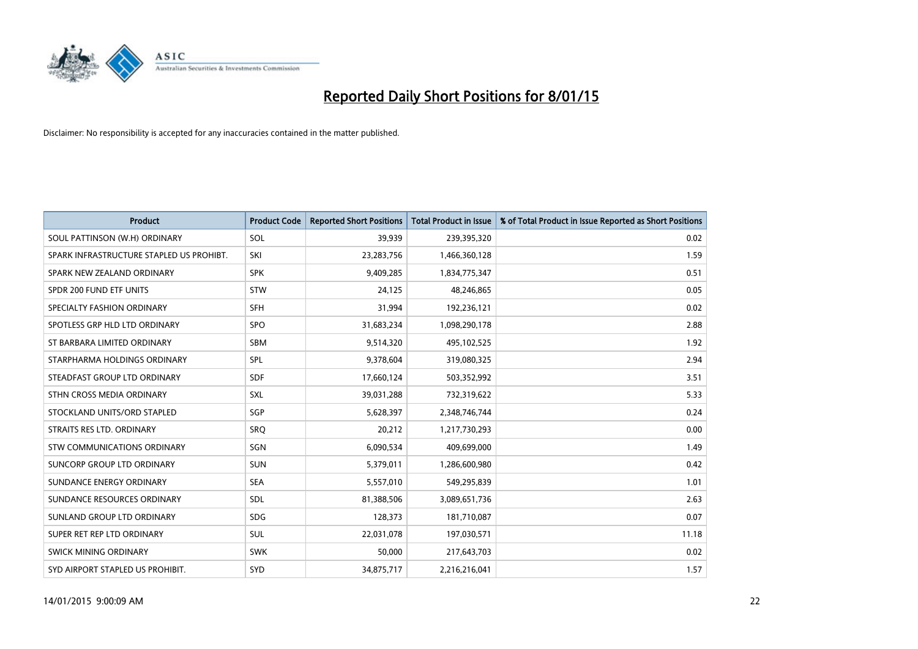# Reported Daily Short Positions for 8/01/15

Disclaimer: No responsibility is accepted for any inaccuracies contained in the matter published.

| Product | Product Code | Reported Short Positions | Total Product in Issue | % of Total Product in Issue Reported as Short Positions |
|---|---|---|---|---|
| SOUL PATTINSON (W.H) ORDINARY | SOL | 39,939 | 239,395,320 | 0.02 |
| SPARK INFRASTRUCTURE STAPLED US PROHIBT. | SKI | 23,283,756 | 1,466,360,128 | 1.59 |
| SPARK NEW ZEALAND ORDINARY | SPK | 9,409,285 | 1,834,775,347 | 0.51 |
| SPDR 200 FUND ETF UNITS | STW | 24,125 | 48,246,865 | 0.05 |
| SPECIALTY FASHION ORDINARY | SFH | 31,994 | 192,236,121 | 0.02 |
| SPOTLESS GRP HLD LTD ORDINARY | SPO | 31,683,234 | 1,098,290,178 | 2.88 |
| ST BARBARA LIMITED ORDINARY | SBM | 9,514,320 | 495,102,525 | 1.92 |
| STARPHARMA HOLDINGS ORDINARY | SPL | 9,378,604 | 319,080,325 | 2.94 |
| STEADFAST GROUP LTD ORDINARY | SDF | 17,660,124 | 503,352,992 | 3.51 |
| STHN CROSS MEDIA ORDINARY | SXL | 39,031,288 | 732,319,622 | 5.33 |
| STOCKLAND UNITS/ORD STAPLED | SGP | 5,628,397 | 2,348,746,744 | 0.24 |
| STRAITS RES LTD. ORDINARY | SRQ | 20,212 | 1,217,730,293 | 0.00 |
| STW COMMUNICATIONS ORDINARY | SGN | 6,090,534 | 409,699,000 | 1.49 |
| SUNCORP GROUP LTD ORDINARY | SUN | 5,379,011 | 1,286,600,980 | 0.42 |
| SUNDANCE ENERGY ORDINARY | SEA | 5,557,010 | 549,295,839 | 1.01 |
| SUNDANCE RESOURCES ORDINARY | SDL | 81,388,506 | 3,089,651,736 | 2.63 |
| SUNLAND GROUP LTD ORDINARY | SDG | 128,373 | 181,710,087 | 0.07 |
| SUPER RET REP LTD ORDINARY | SUL | 22,031,078 | 197,030,571 | 11.18 |
| SWICK MINING ORDINARY | SWK | 50,000 | 217,643,703 | 0.02 |
| SYD AIRPORT STAPLED US PROHIBIT. | SYD | 34,875,717 | 2,216,216,041 | 1.57 |

14/01/2015 9:00:09 AM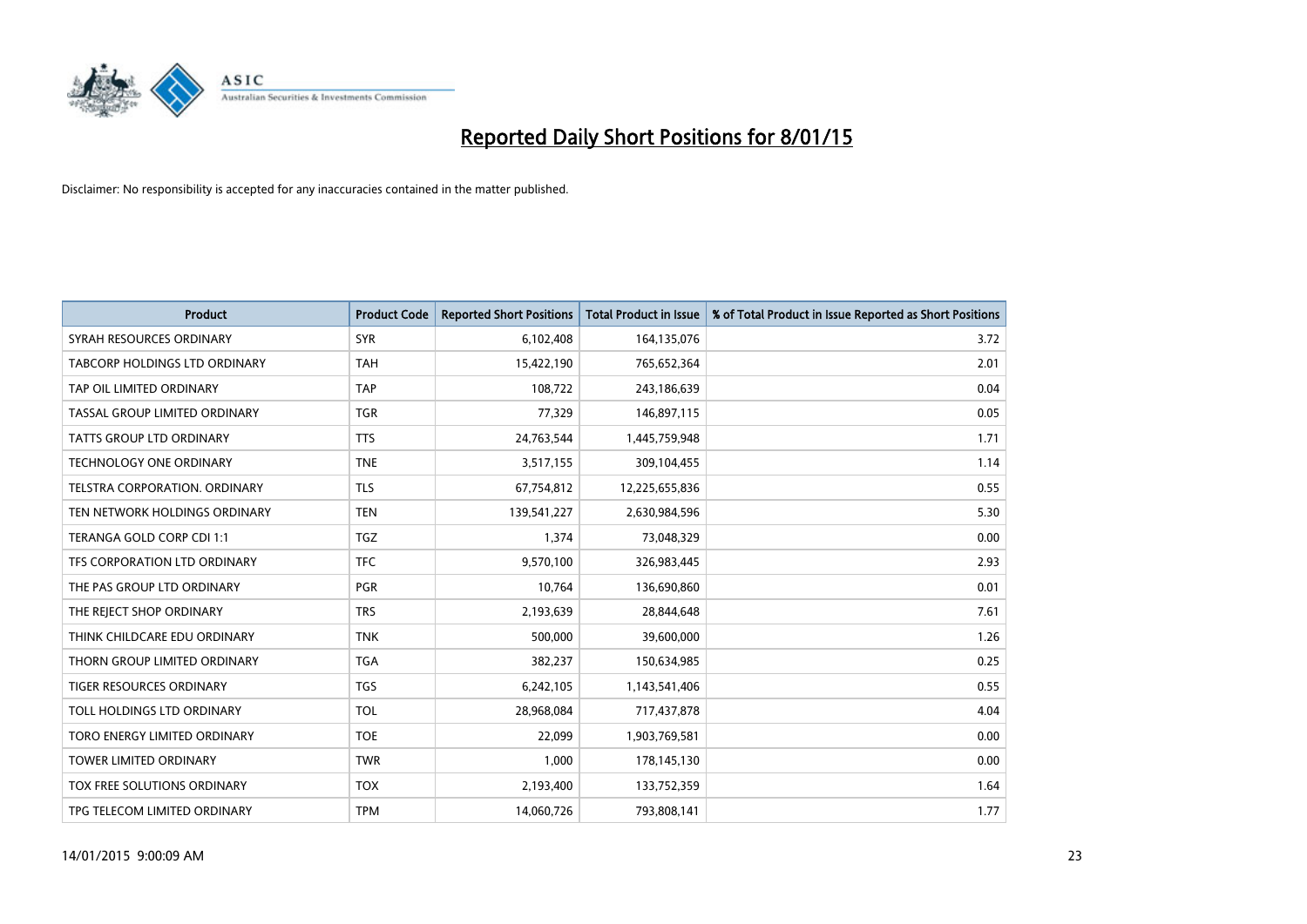# Reported Daily Short Positions for 8/01/15

Disclaimer: No responsibility is accepted for any inaccuracies contained in the matter published.

| Product | Product Code | Reported Short Positions | Total Product in Issue | % of Total Product in Issue Reported as Short Positions |
|---|---|---|---|---|
| SYRAH RESOURCES ORDINARY | SYR | 6,102,408 | 164,135,076 | 3.72 |
| TABCORP HOLDINGS LTD ORDINARY | TAH | 15,422,190 | 765,652,364 | 2.01 |
| TAP OIL LIMITED ORDINARY | TAP | 108,722 | 243,186,639 | 0.04 |
| TASSAL GROUP LIMITED ORDINARY | TGR | 77,329 | 146,897,115 | 0.05 |
| TATTS GROUP LTD ORDINARY | TTS | 24,763,544 | 1,445,759,948 | 1.71 |
| TECHNOLOGY ONE ORDINARY | TNE | 3,517,155 | 309,104,455 | 1.14 |
| TELSTRA CORPORATION. ORDINARY | TLS | 67,754,812 | 12,225,655,836 | 0.55 |
| TEN NETWORK HOLDINGS ORDINARY | TEN | 139,541,227 | 2,630,984,596 | 5.30 |
| TERANGA GOLD CORP CDI 1:1 | TGZ | 1,374 | 73,048,329 | 0.00 |
| TFS CORPORATION LTD ORDINARY | TFC | 9,570,100 | 326,983,445 | 2.93 |
| THE PAS GROUP LTD ORDINARY | PGR | 10,764 | 136,690,860 | 0.01 |
| THE REJECT SHOP ORDINARY | TRS | 2,193,639 | 28,844,648 | 7.61 |
| THINK CHILDCARE EDU ORDINARY | TNK | 500,000 | 39,600,000 | 1.26 |
| THORN GROUP LIMITED ORDINARY | TGA | 382,237 | 150,634,985 | 0.25 |
| TIGER RESOURCES ORDINARY | TGS | 6,242,105 | 1,143,541,406 | 0.55 |
| TOLL HOLDINGS LTD ORDINARY | TOL | 28,968,084 | 717,437,878 | 4.04 |
| TORO ENERGY LIMITED ORDINARY | TOE | 22,099 | 1,903,769,581 | 0.00 |
| TOWER LIMITED ORDINARY | TWR | 1,000 | 178,145,130 | 0.00 |
| TOX FREE SOLUTIONS ORDINARY | TOX | 2,193,400 | 133,752,359 | 1.64 |
| TPG TELECOM LIMITED ORDINARY | TPM | 14,060,726 | 793,808,141 | 1.77 |

14/01/2015 9:00:09 AM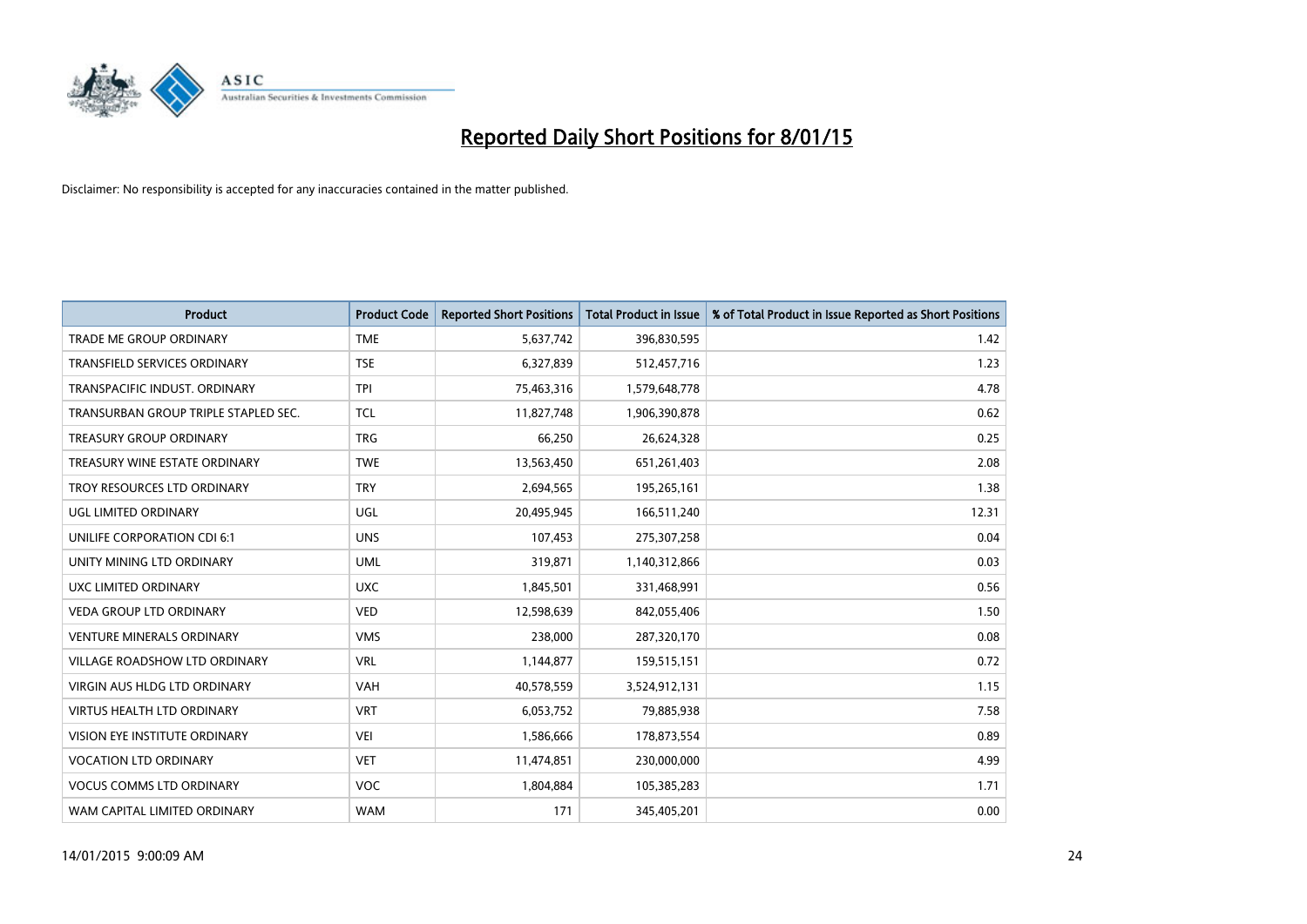# Reported Daily Short Positions for 8/01/15

Disclaimer: No responsibility is accepted for any inaccuracies contained in the matter published.

| Product | Product Code | Reported Short Positions | Total Product in Issue | % of Total Product in Issue Reported as Short Positions |
|---|---|---|---|---|
| TRADE ME GROUP ORDINARY | TME | 5,637,742 | 396,830,595 | 1.42 |
| TRANSFIELD SERVICES ORDINARY | TSE | 6,327,839 | 512,457,716 | 1.23 |
| TRANSPACIFIC INDUST. ORDINARY | TPI | 75,463,316 | 1,579,648,778 | 4.78 |
| TRANSURBAN GROUP TRIPLE STAPLED SEC. | TCL | 11,827,748 | 1,906,390,878 | 0.62 |
| TREASURY GROUP ORDINARY | TRG | 66,250 | 26,624,328 | 0.25 |
| TREASURY WINE ESTATE ORDINARY | TWE | 13,563,450 | 651,261,403 | 2.08 |
| TROY RESOURCES LTD ORDINARY | TRY | 2,694,565 | 195,265,161 | 1.38 |
| UGL LIMITED ORDINARY | UGL | 20,495,945 | 166,511,240 | 12.31 |
| UNILIFE CORPORATION CDI 6:1 | UNS | 107,453 | 275,307,258 | 0.04 |
| UNITY MINING LTD ORDINARY | UML | 319,871 | 1,140,312,866 | 0.03 |
| UXC LIMITED ORDINARY | UXC | 1,845,501 | 331,468,991 | 0.56 |
| VEDA GROUP LTD ORDINARY | VED | 12,598,639 | 842,055,406 | 1.50 |
| VENTURE MINERALS ORDINARY | VMS | 238,000 | 287,320,170 | 0.08 |
| VILLAGE ROADSHOW LTD ORDINARY | VRL | 1,144,877 | 159,515,151 | 0.72 |
| VIRGIN AUS HLDG LTD ORDINARY | VAH | 40,578,559 | 3,524,912,131 | 1.15 |
| VIRTUS HEALTH LTD ORDINARY | VRT | 6,053,752 | 79,885,938 | 7.58 |
| VISION EYE INSTITUTE ORDINARY | VEI | 1,586,666 | 178,873,554 | 0.89 |
| VOCATION LTD ORDINARY | VET | 11,474,851 | 230,000,000 | 4.99 |
| VOCUS COMMS LTD ORDINARY | VOC | 1,804,884 | 105,385,283 | 1.71 |
| WAM CAPITAL LIMITED ORDINARY | WAM | 171 | 345,405,201 | 0.00 |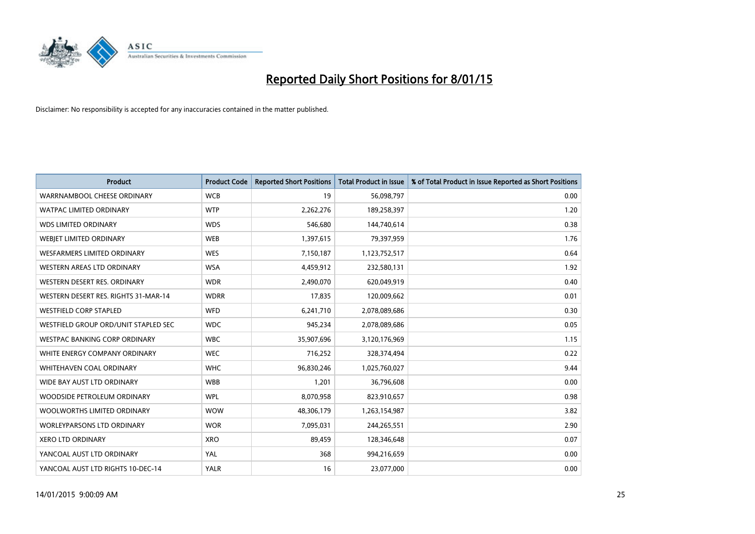# Reported Daily Short Positions for 8/01/15

Disclaimer: No responsibility is accepted for any inaccuracies contained in the matter published.

| Product | Product Code | Reported Short Positions | Total Product in Issue | % of Total Product in Issue Reported as Short Positions |
|---|---|---|---|---|
| WARRNAMBOOL CHEESE ORDINARY | WCB | 19 | 56,098,797 | 0.00 |
| WATPAC LIMITED ORDINARY | WTP | 2,262,276 | 189,258,397 | 1.20 |
| WDS LIMITED ORDINARY | WDS | 546,680 | 144,740,614 | 0.38 |
| WEBJET LIMITED ORDINARY | WEB | 1,397,615 | 79,397,959 | 1.76 |
| WESFARMERS LIMITED ORDINARY | WES | 7,150,187 | 1,123,752,517 | 0.64 |
| WESTERN AREAS LTD ORDINARY | WSA | 4,459,912 | 232,580,131 | 1.92 |
| WESTERN DESERT RES. ORDINARY | WDR | 2,490,070 | 620,049,919 | 0.40 |
| WESTERN DESERT RES. RIGHTS 31-MAR-14 | WDRR | 17,835 | 120,009,662 | 0.01 |
| WESTFIELD CORP STAPLED | WFD | 6,241,710 | 2,078,089,686 | 0.30 |
| WESTFIELD GROUP ORD/UNIT STAPLED SEC | WDC | 945,234 | 2,078,089,686 | 0.05 |
| WESTPAC BANKING CORP ORDINARY | WBC | 35,907,696 | 3,120,176,969 | 1.15 |
| WHITE ENERGY COMPANY ORDINARY | WEC | 716,252 | 328,374,494 | 0.22 |
| WHITEHAVEN COAL ORDINARY | WHC | 96,830,246 | 1,025,760,027 | 9.44 |
| WIDE BAY AUST LTD ORDINARY | WBB | 1,201 | 36,796,608 | 0.00 |
| WOODSIDE PETROLEUM ORDINARY | WPL | 8,070,958 | 823,910,657 | 0.98 |
| WOOLWORTHS LIMITED ORDINARY | WOW | 48,306,179 | 1,263,154,987 | 3.82 |
| WORLEYPARSONS LTD ORDINARY | WOR | 7,095,031 | 244,265,551 | 2.90 |
| XERO LTD ORDINARY | XRO | 89,459 | 128,346,648 | 0.07 |
| YANCOAL AUST LTD ORDINARY | YAL | 368 | 994,216,659 | 0.00 |
| YANCOAL AUST LTD RIGHTS 10-DEC-14 | YALR | 16 | 23,077,000 | 0.00 |

14/01/2015 9:00:09 AM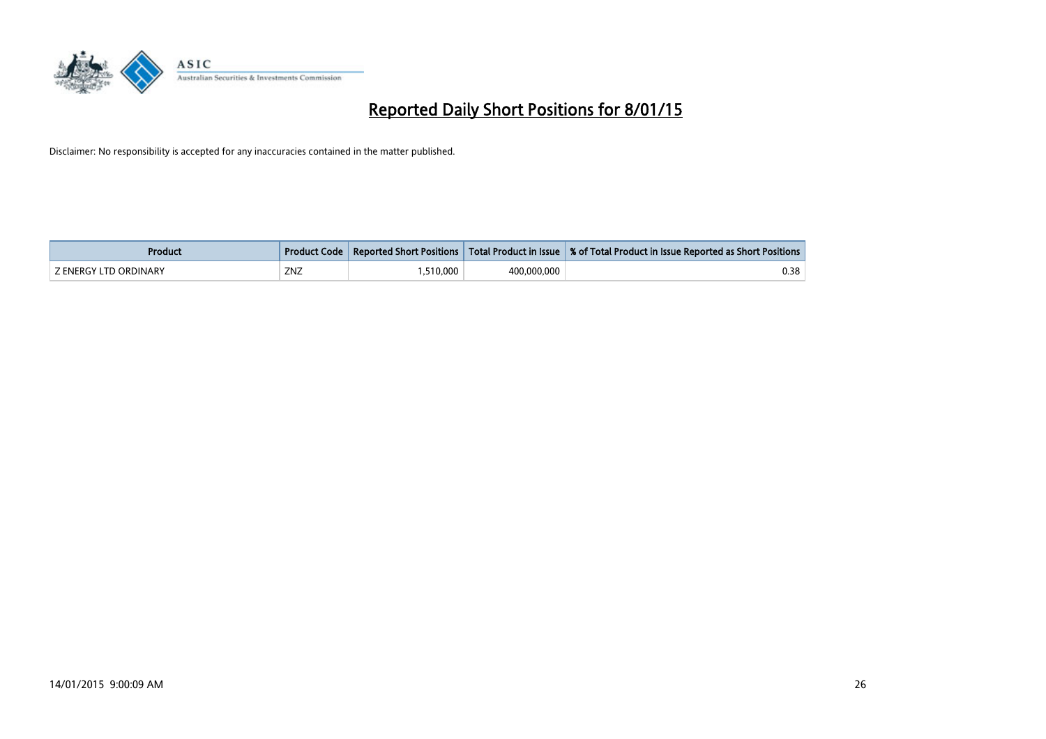# Reported Daily Short Positions for 8/01/15

Disclaimer: No responsibility is accepted for any inaccuracies contained in the matter published.

| Product | Product Code | Reported Short Positions | Total Product in Issue | % of Total Product in Issue Reported as Short Positions |
|---|---|---|---|---|
| Z ENERGY LTD ORDINARY | ZNZ | 1,510,000 | 400,000,000 | 0.38 |

14/01/2015 9:00:09 AM